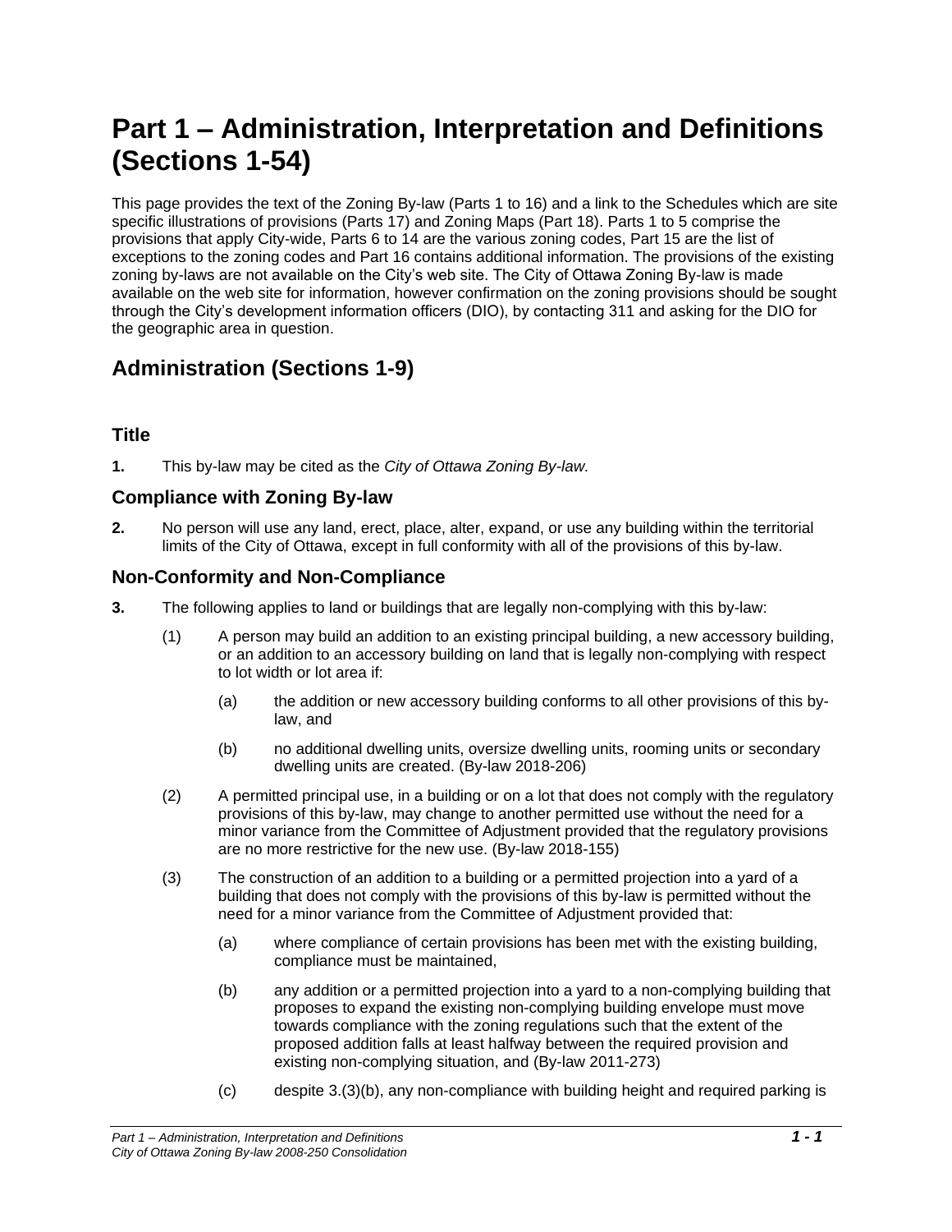# Part 1 – Administration, Interpretation and Definitions (Sections 1-54)

This page provides the text of the Zoning By-law (Parts 1 to 16) and a link to the Schedules which are site specific illustrations of provisions (Parts 17) and Zoning Maps (Part 18). Parts 1 to 5 comprise the provisions that apply City-wide, Parts 6 to 14 are the various zoning codes, Part 15 are the list of exceptions to the zoning codes and Part 16 contains additional information. The provisions of the existing zoning by-laws are not available on the City's web site. The City of Ottawa Zoning By-law is made available on the web site for information, however confirmation on the zoning provisions should be sought through the City's development information officers (DIO), by contacting 311 and asking for the DIO for the geographic area in question.

## Administration (Sections 1-9)

### Title

**1.** This by-law may be cited as the *City of Ottawa Zoning By-law.*

### Compliance with Zoning By-law

**2.** No person will use any land, erect, place, alter, expand, or use any building within the territorial limits of the City of Ottawa, except in full conformity with all of the provisions of this by-law.

### Non-Conformity and Non-Compliance

**3.** The following applies to land or buildings that are legally non-complying with this by-law:

(1) A person may build an addition to an existing principal building, a new accessory building, or an addition to an accessory building on land that is legally non-complying with respect to lot width or lot area if:

(a) the addition or new accessory building conforms to all other provisions of this by-law, and

(b) no additional dwelling units, oversize dwelling units, rooming units or secondary dwelling units are created. (By-law 2018-206)

(2) A permitted principal use, in a building or on a lot that does not comply with the regulatory provisions of this by-law, may change to another permitted use without the need for a minor variance from the Committee of Adjustment provided that the regulatory provisions are no more restrictive for the new use. (By-law 2018-155)

(3) The construction of an addition to a building or a permitted projection into a yard of a building that does not comply with the provisions of this by-law is permitted without the need for a minor variance from the Committee of Adjustment provided that:

(a) where compliance of certain provisions has been met with the existing building, compliance must be maintained,

(b) any addition or a permitted projection into a yard to a non-complying building that proposes to expand the existing non-complying building envelope must move towards compliance with the zoning regulations such that the extent of the proposed addition falls at least halfway between the required provision and existing non-complying situation, and (By-law 2011-273)

(c) despite 3.(3)(b), any non-compliance with building height and required parking is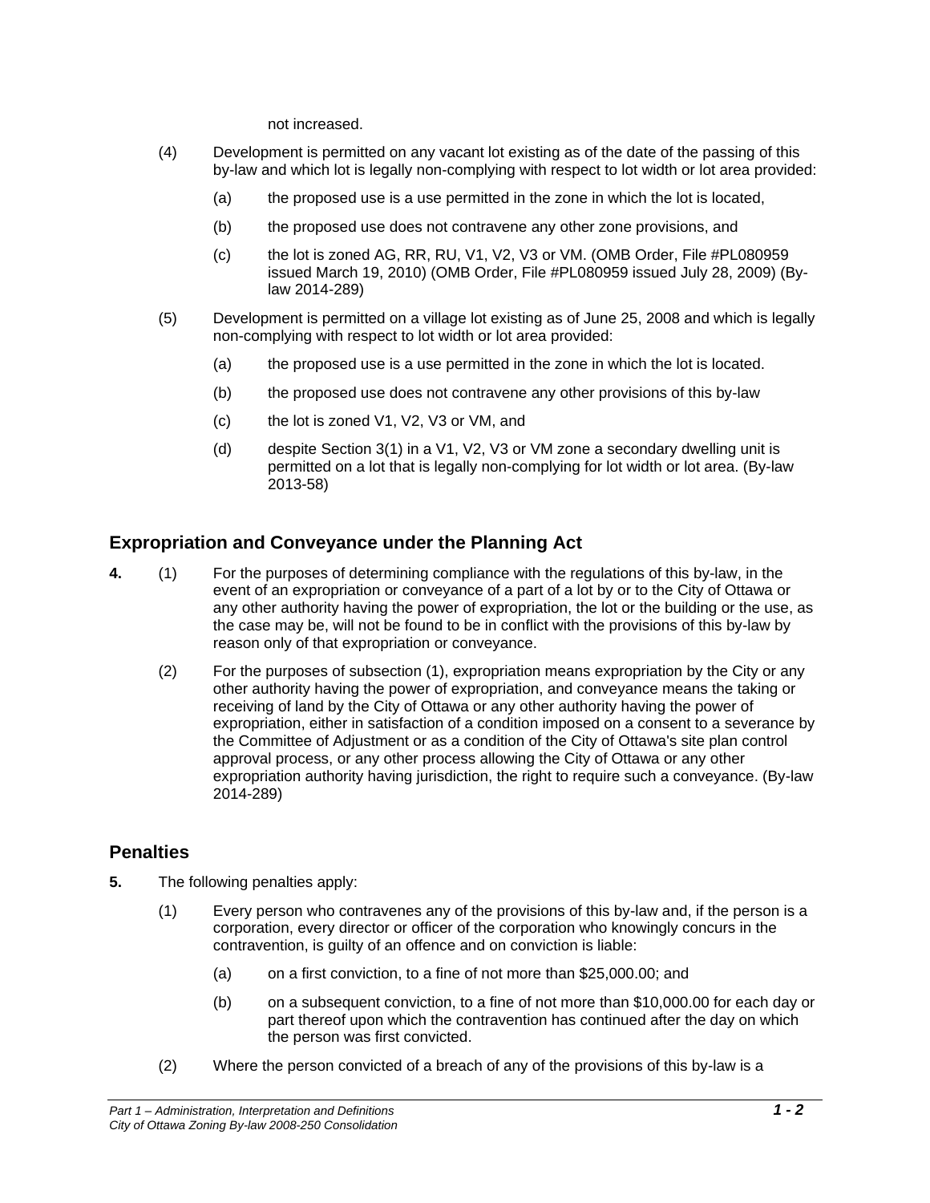not increased.

(4) Development is permitted on any vacant lot existing as of the date of the passing of this by-law and which lot is legally non-complying with respect to lot width or lot area provided:

(a) the proposed use is a use permitted in the zone in which the lot is located,

(b) the proposed use does not contravene any other zone provisions, and

(c) the lot is zoned AG, RR, RU, V1, V2, V3 or VM. (OMB Order, File #PL080959 issued March 19, 2010) (OMB Order, File #PL080959 issued July 28, 2009) (By-law 2014-289)

(5) Development is permitted on a village lot existing as of June 25, 2008 and which is legally non-complying with respect to lot width or lot area provided:

(a) the proposed use is a use permitted in the zone in which the lot is located.

(b) the proposed use does not contravene any other provisions of this by-law

(c) the lot is zoned V1, V2, V3 or VM, and

(d) despite Section 3(1) in a V1, V2, V3 or VM zone a secondary dwelling unit is permitted on a lot that is legally non-complying for lot width or lot area. (By-law 2013-58)

## Expropriation and Conveyance under the Planning Act

**4.** (1) For the purposes of determining compliance with the regulations of this by-law, in the event of an expropriation or conveyance of a part of a lot by or to the City of Ottawa or any other authority having the power of expropriation, the lot or the building or the use, as the case may be, will not be found to be in conflict with the provisions of this by-law by reason only of that expropriation or conveyance.

(2) For the purposes of subsection (1), expropriation means expropriation by the City or any other authority having the power of expropriation, and conveyance means the taking or receiving of land by the City of Ottawa or any other authority having the power of expropriation, either in satisfaction of a condition imposed on a consent to a severance by the Committee of Adjustment or as a condition of the City of Ottawa's site plan control approval process, or any other process allowing the City of Ottawa or any other expropriation authority having jurisdiction, the right to require such a conveyance. (By-law 2014-289)

## Penalties

**5.** The following penalties apply:

(1) Every person who contravenes any of the provisions of this by-law and, if the person is a corporation, every director or officer of the corporation who knowingly concurs in the contravention, is guilty of an offence and on conviction is liable:

(a) on a first conviction, to a fine of not more than $25,000.00; and

(b) on a subsequent conviction, to a fine of not more than $10,000.00 for each day or part thereof upon which the contravention has continued after the day on which the person was first convicted.

(2) Where the person convicted of a breach of any of the provisions of this by-law is a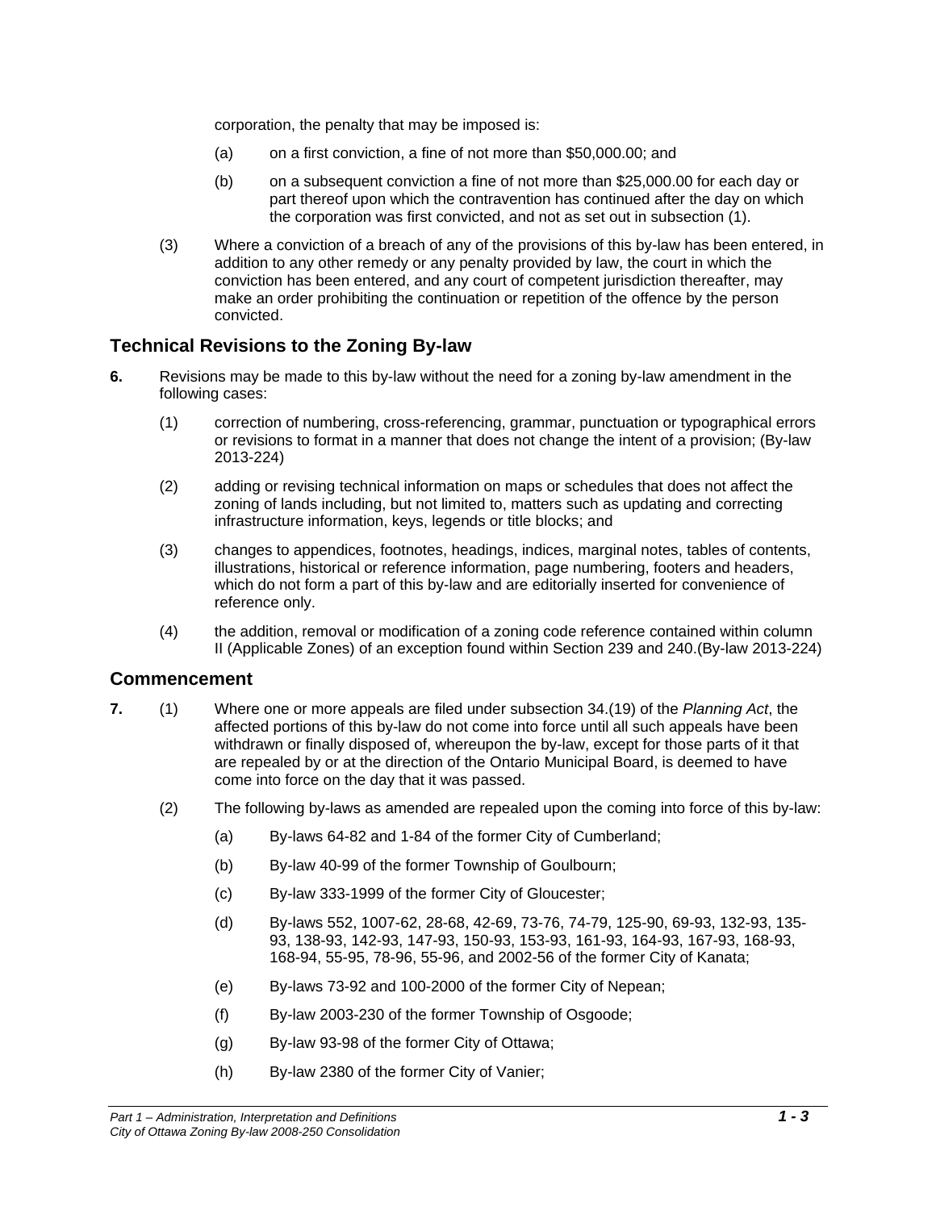corporation, the penalty that may be imposed is:

(a) on a first conviction, a fine of not more than $50,000.00; and

(b) on a subsequent conviction a fine of not more than $25,000.00 for each day or part thereof upon which the contravention has continued after the day on which the corporation was first convicted, and not as set out in subsection (1).

(3) Where a conviction of a breach of any of the provisions of this by-law has been entered, in addition to any other remedy or any penalty provided by law, the court in which the conviction has been entered, and any court of competent jurisdiction thereafter, may make an order prohibiting the continuation or repetition of the offence by the person convicted.

## Technical Revisions to the Zoning By-law

**6.** Revisions may be made to this by-law without the need for a zoning by-law amendment in the following cases:

(1) correction of numbering, cross-referencing, grammar, punctuation or typographical errors or revisions to format in a manner that does not change the intent of a provision; (By-law 2013-224)

(2) adding or revising technical information on maps or schedules that does not affect the zoning of lands including, but not limited to, matters such as updating and correcting infrastructure information, keys, legends or title blocks; and

(3) changes to appendices, footnotes, headings, indices, marginal notes, tables of contents, illustrations, historical or reference information, page numbering, footers and headers, which do not form a part of this by-law and are editorially inserted for convenience of reference only.

(4) the addition, removal or modification of a zoning code reference contained within column II (Applicable Zones) of an exception found within Section 239 and 240.(By-law 2013-224)

## Commencement

**7.** (1) Where one or more appeals are filed under subsection 34.(19) of the *Planning Act*, the affected portions of this by-law do not come into force until all such appeals have been withdrawn or finally disposed of, whereupon the by-law, except for those parts of it that are repealed by or at the direction of the Ontario Municipal Board, is deemed to have come into force on the day that it was passed.

(2) The following by-laws as amended are repealed upon the coming into force of this by-law:

(a) By-laws 64-82 and 1-84 of the former City of Cumberland;

(b) By-law 40-99 of the former Township of Goulbourn;

(c) By-law 333-1999 of the former City of Gloucester;

(d) By-laws 552, 1007-62, 28-68, 42-69, 73-76, 74-79, 125-90, 69-93, 132-93, 135-93, 138-93, 142-93, 147-93, 150-93, 153-93, 161-93, 164-93, 167-93, 168-93, 168-94, 55-95, 78-96, 55-96, and 2002-56 of the former City of Kanata;

(e) By-laws 73-92 and 100-2000 of the former City of Nepean;

(f) By-law 2003-230 of the former Township of Osgoode;

(g) By-law 93-98 of the former City of Ottawa;

(h) By-law 2380 of the former City of Vanier;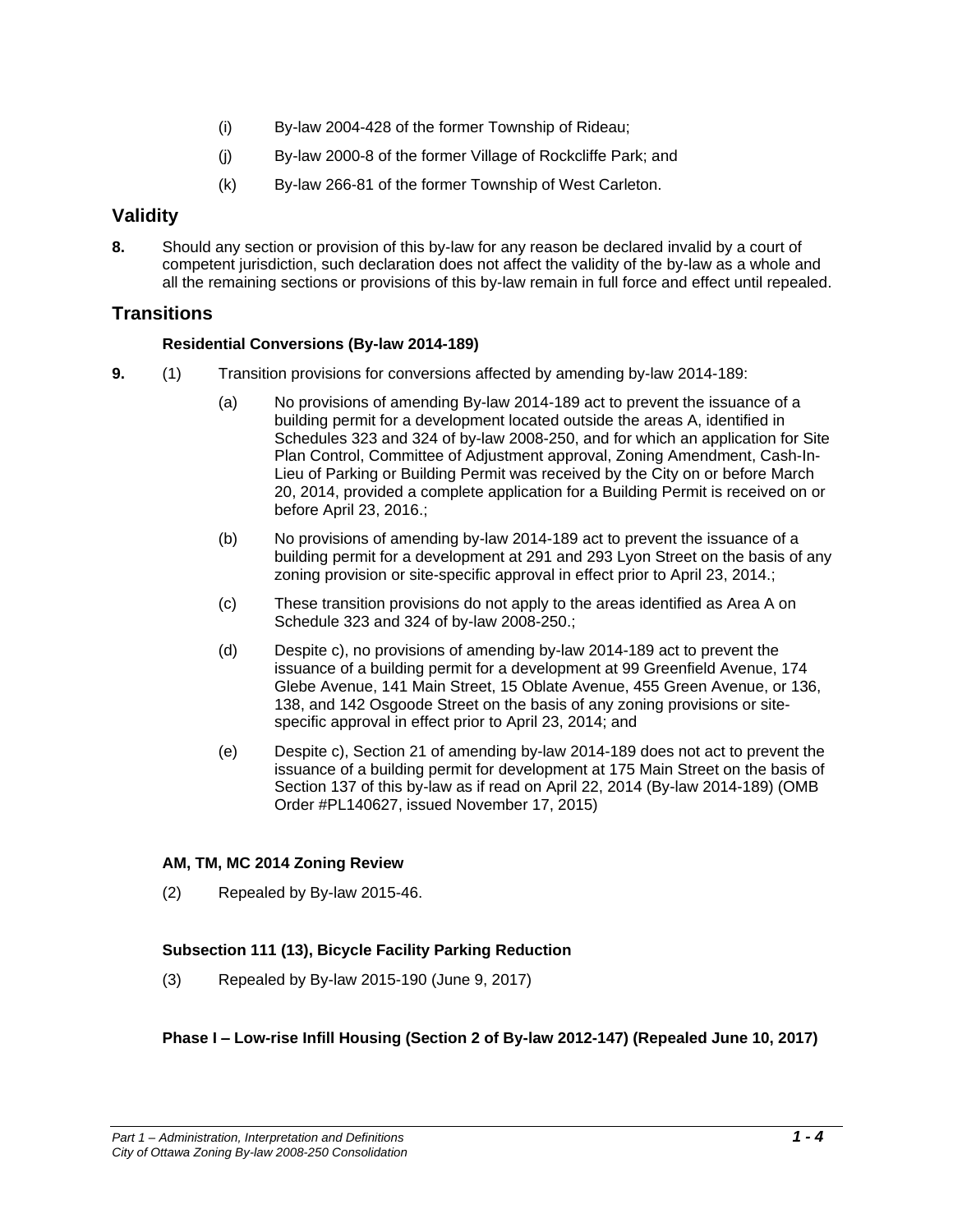(i) By-law 2004-428 of the former Township of Rideau;

(j) By-law 2000-8 of the former Village of Rockcliffe Park; and

(k) By-law 266-81 of the former Township of West Carleton.

## Validity

**8.** Should any section or provision of this by-law for any reason be declared invalid by a court of competent jurisdiction, such declaration does not affect the validity of the by-law as a whole and all the remaining sections or provisions of this by-law remain in full force and effect until repealed.

## Transitions

### Residential Conversions (By-law 2014-189)

**9.** (1) Transition provisions for conversions affected by amending by-law 2014-189:

(a) No provisions of amending By-law 2014-189 act to prevent the issuance of a building permit for a development located outside the areas A, identified in Schedules 323 and 324 of by-law 2008-250, and for which an application for Site Plan Control, Committee of Adjustment approval, Zoning Amendment, Cash-In-Lieu of Parking or Building Permit was received by the City on or before March 20, 2014, provided a complete application for a Building Permit is received on or before April 23, 2016.;

(b) No provisions of amending by-law 2014-189 act to prevent the issuance of a building permit for a development at 291 and 293 Lyon Street on the basis of any zoning provision or site-specific approval in effect prior to April 23, 2014.;

(c) These transition provisions do not apply to the areas identified as Area A on Schedule 323 and 324 of by-law 2008-250.;

(d) Despite c), no provisions of amending by-law 2014-189 act to prevent the issuance of a building permit for a development at 99 Greenfield Avenue, 174 Glebe Avenue, 141 Main Street, 15 Oblate Avenue, 455 Green Avenue, or 136, 138, and 142 Osgoode Street on the basis of any zoning provisions or site-specific approval in effect prior to April 23, 2014; and

(e) Despite c), Section 21 of amending by-law 2014-189 does not act to prevent the issuance of a building permit for development at 175 Main Street on the basis of Section 137 of this by-law as if read on April 22, 2014 (By-law 2014-189) (OMB Order #PL140627, issued November 17, 2015)

### AM, TM, MC 2014 Zoning Review

(2) Repealed by By-law 2015-46.

### Subsection 111 (13), Bicycle Facility Parking Reduction

(3) Repealed by By-law 2015-190 (June 9, 2017)

### Phase I – Low-rise Infill Housing (Section 2 of By-law 2012-147) (Repealed June 10, 2017)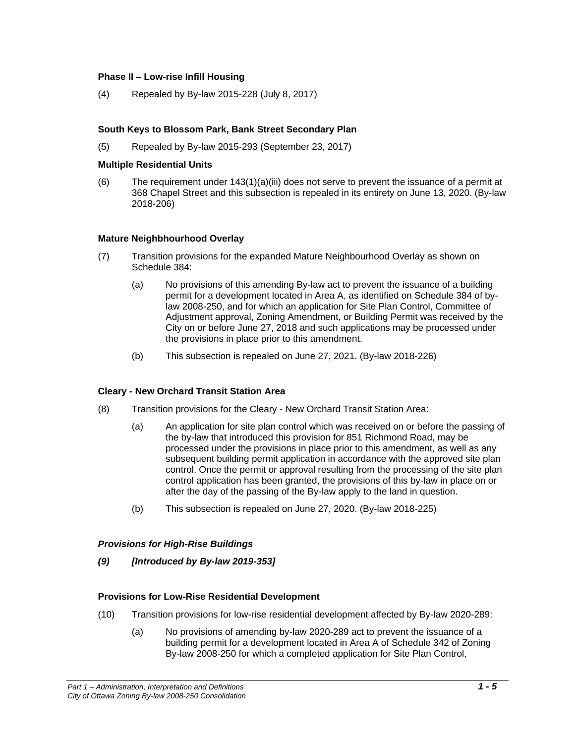### Phase II – Low-rise Infill Housing

(4) Repealed by By-law 2015-228 (July 8, 2017)

### South Keys to Blossom Park, Bank Street Secondary Plan

(5) Repealed by By-law 2015-293 (September 23, 2017)

### Multiple Residential Units

(6) The requirement under 143(1)(a)(iii) does not serve to prevent the issuance of a permit at 368 Chapel Street and this subsection is repealed in its entirety on June 13, 2020. (By-law 2018-206)

### Mature Neighbhourhood Overlay

(7) Transition provisions for the expanded Mature Neighbourhood Overlay as shown on Schedule 384:

- (a) No provisions of this amending By-law act to prevent the issuance of a building permit for a development located in Area A, as identified on Schedule 384 of by-law 2008-250, and for which an application for Site Plan Control, Committee of Adjustment approval, Zoning Amendment, or Building Permit was received by the City on or before June 27, 2018 and such applications may be processed under the provisions in place prior to this amendment.
- (b) This subsection is repealed on June 27, 2021. (By-law 2018-226)

### Cleary - New Orchard Transit Station Area

(8) Transition provisions for the Cleary - New Orchard Transit Station Area:

- (a) An application for site plan control which was received on or before the passing of the by-law that introduced this provision for 851 Richmond Road, may be processed under the provisions in place prior to this amendment, as well as any subsequent building permit application in accordance with the approved site plan control. Once the permit or approval resulting from the processing of the site plan control application has been granted, the provisions of this by-law in place on or after the day of the passing of the By-law apply to the land in question.
- (b) This subsection is repealed on June 27, 2020. (By-law 2018-225)

### *Provisions for High-Rise Buildings*

***(9) [Introduced by By-law 2019-353]***

### Provisions for Low-Rise Residential Development

(10) Transition provisions for low-rise residential development affected by By-law 2020-289:

- (a) No provisions of amending by-law 2020-289 act to prevent the issuance of a building permit for a development located in Area A of Schedule 342 of Zoning By-law 2008-250 for which a completed application for Site Plan Control,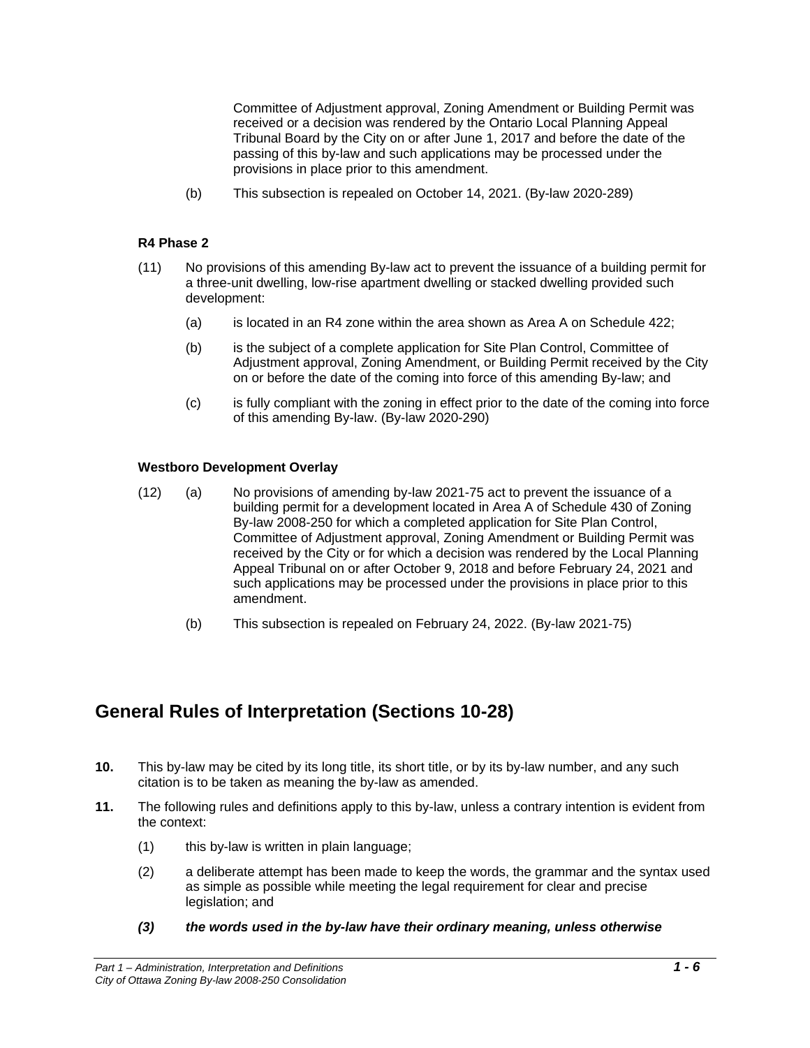Committee of Adjustment approval, Zoning Amendment or Building Permit was received or a decision was rendered by the Ontario Local Planning Appeal Tribunal Board by the City on or after June 1, 2017 and before the date of the passing of this by-law and such applications may be processed under the provisions in place prior to this amendment.

(b) This subsection is repealed on October 14, 2021. (By-law 2020-289)

**R4 Phase 2**

(11) No provisions of this amending By-law act to prevent the issuance of a building permit for a three-unit dwelling, low-rise apartment dwelling or stacked dwelling provided such development:

(a) is located in an R4 zone within the area shown as Area A on Schedule 422;

(b) is the subject of a complete application for Site Plan Control, Committee of Adjustment approval, Zoning Amendment, or Building Permit received by the City on or before the date of the coming into force of this amending By-law; and

(c) is fully compliant with the zoning in effect prior to the date of the coming into force of this amending By-law. (By-law 2020-290)

**Westboro Development Overlay**

(12) (a) No provisions of amending by-law 2021-75 act to prevent the issuance of a building permit for a development located in Area A of Schedule 430 of Zoning By-law 2008-250 for which a completed application for Site Plan Control, Committee of Adjustment approval, Zoning Amendment or Building Permit was received by the City or for which a decision was rendered by the Local Planning Appeal Tribunal on or after October 9, 2018 and before February 24, 2021 and such applications may be processed under the provisions in place prior to this amendment.

(b) This subsection is repealed on February 24, 2022. (By-law 2021-75)

## General Rules of Interpretation (Sections 10-28)

**10.** This by-law may be cited by its long title, its short title, or by its by-law number, and any such citation is to be taken as meaning the by-law as amended.

**11.** The following rules and definitions apply to this by-law, unless a contrary intention is evident from the context:

(1) this by-law is written in plain language;

(2) a deliberate attempt has been made to keep the words, the grammar and the syntax used as simple as possible while meeting the legal requirement for clear and precise legislation; and

***(3) the words used in the by-law have their ordinary meaning, unless otherwise***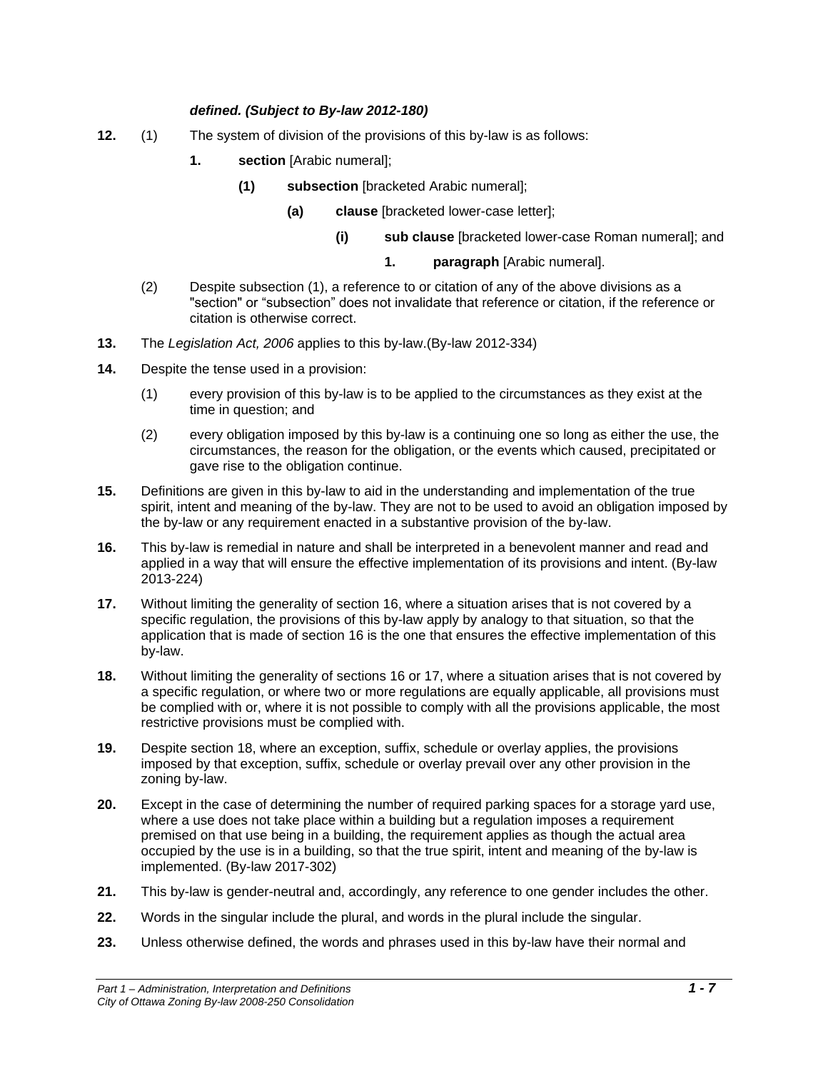***defined. (Subject to By-law 2012-180)***

**12.** (1) The system of division of the provisions of this by-law is as follows:

- **1.** **section** [Arabic numeral];
  - **(1)** **subsection** [bracketed Arabic numeral];
    - **(a)** **clause** [bracketed lower-case letter];
      - **(i)** **sub clause** [bracketed lower-case Roman numeral]; and
        - **1.** **paragraph** [Arabic numeral].

(2) Despite subsection (1), a reference to or citation of any of the above divisions as a "section" or “subsection” does not invalidate that reference or citation, if the reference or citation is otherwise correct.

**13.** The *Legislation Act, 2006* applies to this by-law.(By-law 2012-334)

**14.** Despite the tense used in a provision:

(1) every provision of this by-law is to be applied to the circumstances as they exist at the time in question; and

(2) every obligation imposed by this by-law is a continuing one so long as either the use, the circumstances, the reason for the obligation, or the events which caused, precipitated or gave rise to the obligation continue.

**15.** Definitions are given in this by-law to aid in the understanding and implementation of the true spirit, intent and meaning of the by-law. They are not to be used to avoid an obligation imposed by the by-law or any requirement enacted in a substantive provision of the by-law.

**16.** This by-law is remedial in nature and shall be interpreted in a benevolent manner and read and applied in a way that will ensure the effective implementation of its provisions and intent. (By-law 2013-224)

**17.** Without limiting the generality of section 16, where a situation arises that is not covered by a specific regulation, the provisions of this by-law apply by analogy to that situation, so that the application that is made of section 16 is the one that ensures the effective implementation of this by-law.

**18.** Without limiting the generality of sections 16 or 17, where a situation arises that is not covered by a specific regulation, or where two or more regulations are equally applicable, all provisions must be complied with or, where it is not possible to comply with all the provisions applicable, the most restrictive provisions must be complied with.

**19.** Despite section 18, where an exception, suffix, schedule or overlay applies, the provisions imposed by that exception, suffix, schedule or overlay prevail over any other provision in the zoning by-law.

**20.** Except in the case of determining the number of required parking spaces for a storage yard use, where a use does not take place within a building but a regulation imposes a requirement premised on that use being in a building, the requirement applies as though the actual area occupied by the use is in a building, so that the true spirit, intent and meaning of the by-law is implemented. (By-law 2017-302)

**21.** This by-law is gender-neutral and, accordingly, any reference to one gender includes the other.

**22.** Words in the singular include the plural, and words in the plural include the singular.

**23.** Unless otherwise defined, the words and phrases used in this by-law have their normal and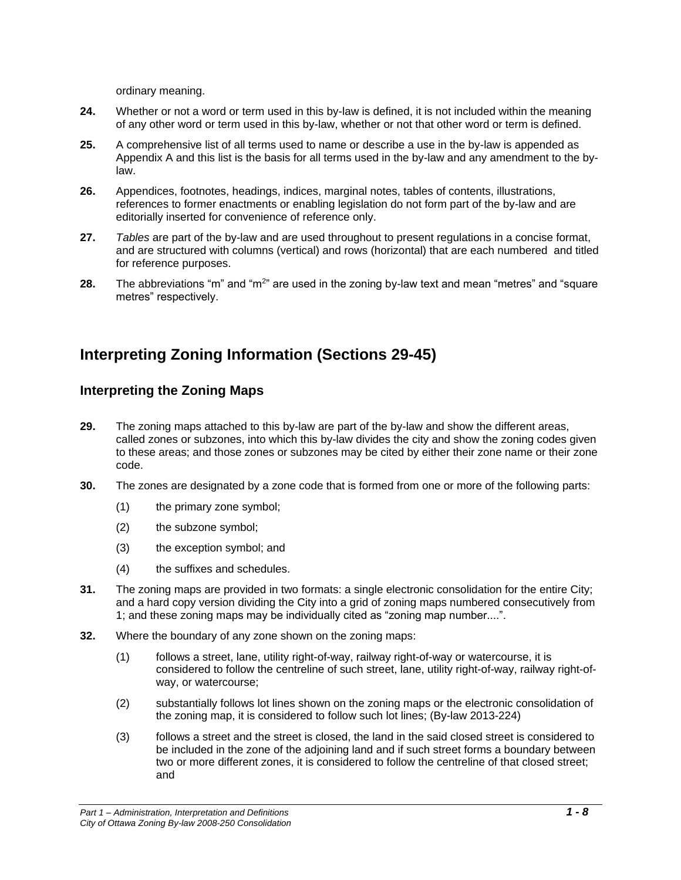ordinary meaning.

**24.** Whether or not a word or term used in this by-law is defined, it is not included within the meaning of any other word or term used in this by-law, whether or not that other word or term is defined.

**25.** A comprehensive list of all terms used to name or describe a use in the by-law is appended as Appendix A and this list is the basis for all terms used in the by-law and any amendment to the by-law.

**26.** Appendices, footnotes, headings, indices, marginal notes, tables of contents, illustrations, references to former enactments or enabling legislation do not form part of the by-law and are editorially inserted for convenience of reference only.

**27.** *Tables* are part of the by-law and are used throughout to present regulations in a concise format, and are structured with columns (vertical) and rows (horizontal) that are each numbered and titled for reference purposes.

**28.** The abbreviations "m" and "$m^2$" are used in the zoning by-law text and mean "metres" and "square metres" respectively.

## Interpreting Zoning Information (Sections 29-45)

### Interpreting the Zoning Maps

**29.** The zoning maps attached to this by-law are part of the by-law and show the different areas, called zones or subzones, into which this by-law divides the city and show the zoning codes given to these areas; and those zones or subzones may be cited by either their zone name or their zone code.

**30.** The zones are designated by a zone code that is formed from one or more of the following parts:

(1) the primary zone symbol;

(2) the subzone symbol;

(3) the exception symbol; and

(4) the suffixes and schedules.

**31.** The zoning maps are provided in two formats: a single electronic consolidation for the entire City; and a hard copy version dividing the City into a grid of zoning maps numbered consecutively from 1; and these zoning maps may be individually cited as "zoning map number....".

**32.** Where the boundary of any zone shown on the zoning maps:

(1) follows a street, lane, utility right-of-way, railway right-of-way or watercourse, it is considered to follow the centreline of such street, lane, utility right-of-way, railway right-of-way, or watercourse;

(2) substantially follows lot lines shown on the zoning maps or the electronic consolidation of the zoning map, it is considered to follow such lot lines; (By-law 2013-224)

(3) follows a street and the street is closed, the land in the said closed street is considered to be included in the zone of the adjoining land and if such street forms a boundary between two or more different zones, it is considered to follow the centreline of that closed street; and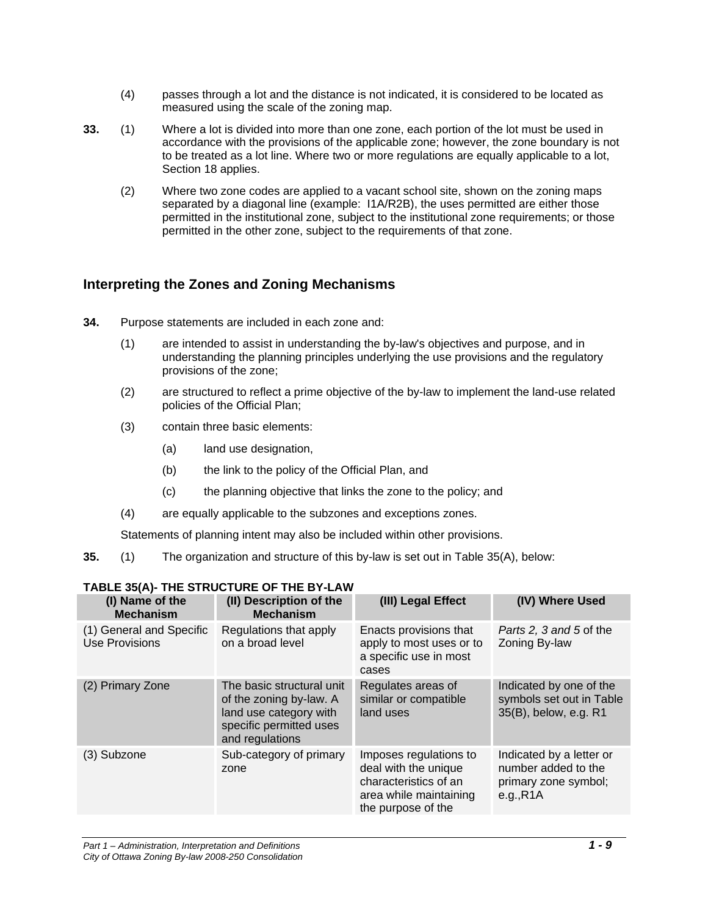(4) passes through a lot and the distance is not indicated, it is considered to be located as measured using the scale of the zoning map.

**33.** (1) Where a lot is divided into more than one zone, each portion of the lot must be used in accordance with the provisions of the applicable zone; however, the zone boundary is not to be treated as a lot line. Where two or more regulations are equally applicable to a lot, Section 18 applies.

(2) Where two zone codes are applied to a vacant school site, shown on the zoning maps separated by a diagonal line (example: I1A/R2B), the uses permitted are either those permitted in the institutional zone, subject to the institutional zone requirements; or those permitted in the other zone, subject to the requirements of that zone.

## Interpreting the Zones and Zoning Mechanisms

**34.** Purpose statements are included in each zone and:

(1) are intended to assist in understanding the by-law's objectives and purpose, and in understanding the planning principles underlying the use provisions and the regulatory provisions of the zone;

(2) are structured to reflect a prime objective of the by-law to implement the land-use related policies of the Official Plan;

(3) contain three basic elements:

(a) land use designation,

(b) the link to the policy of the Official Plan, and

(c) the planning objective that links the zone to the policy; and

(4) are equally applicable to the subzones and exceptions zones.

Statements of planning intent may also be included within other provisions.

**35.** (1) The organization and structure of this by-law is set out in Table 35(A), below:

**TABLE 35(A)- THE STRUCTURE OF THE BY-LAW**

| (I) Name of the Mechanism | (II) Description of the Mechanism | (III) Legal Effect | (IV) Where Used |
|---|---|---|---|
| (1) General and Specific Use Provisions | Regulations that apply on a broad level | Enacts provisions that apply to most uses or to a specific use in most cases | *Parts 2, 3 and 5* of the Zoning By-law |
| (2) Primary Zone | The basic structural unit of the zoning by-law. A land use category with specific permitted uses and regulations | Regulates areas of similar or compatible land uses | Indicated by one of the symbols set out in Table 35(B), below, e.g. R1 |
| (3) Subzone | Sub-category of primary zone | Imposes regulations to deal with the unique characteristics of an area while maintaining the purpose of the | Indicated by a letter or number added to the primary zone symbol; e.g.,R1A |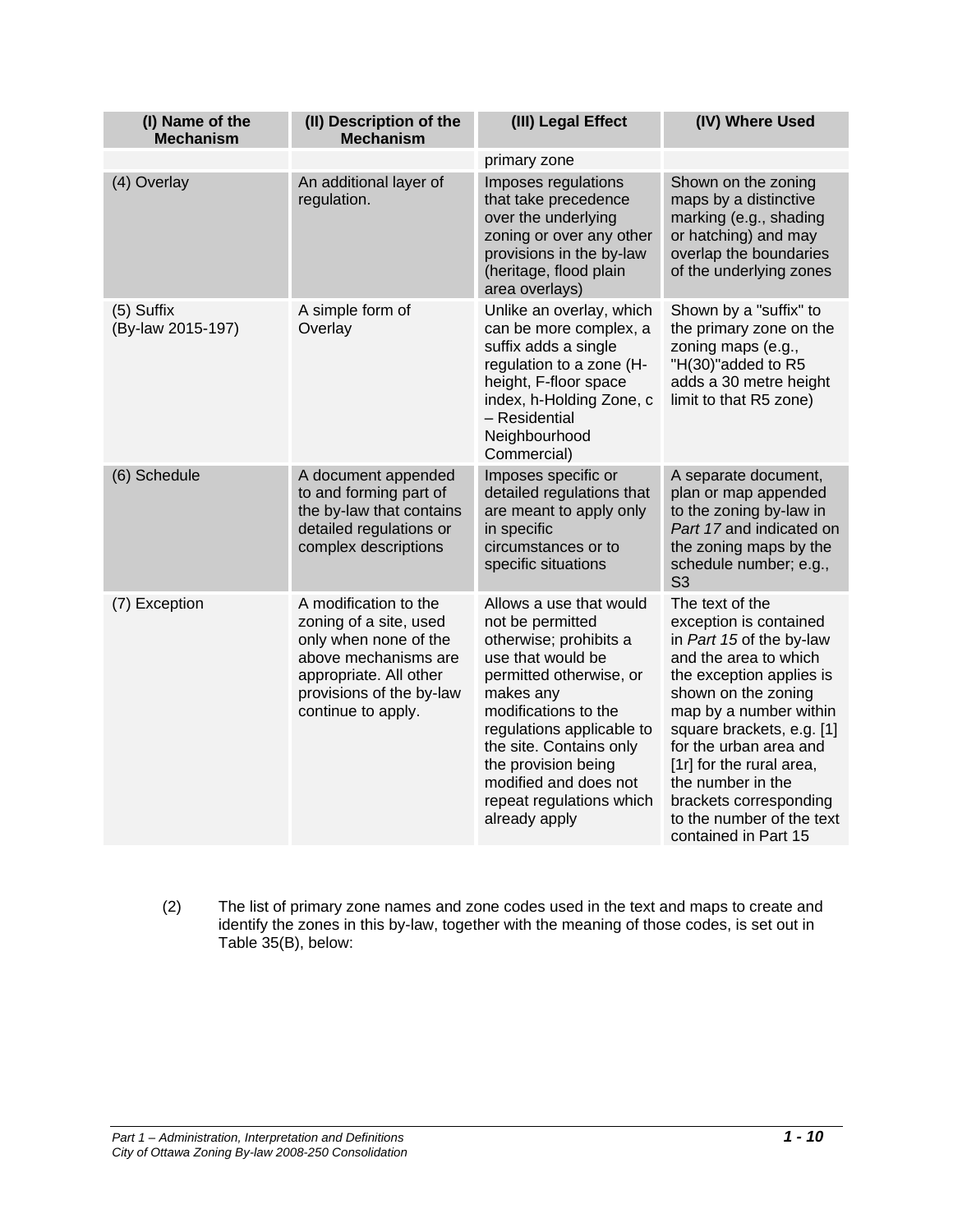| (I) Name of the Mechanism | (II) Description of the Mechanism | (III) Legal Effect | (IV) Where Used |
|---|---|---|---|
| | | primary zone | |
| (4) Overlay | An additional layer of regulation. | Imposes regulations that take precedence over the underlying zoning or over any other provisions in the by-law (heritage, flood plain area overlays) | Shown on the zoning maps by a distinctive marking (e.g., shading or hatching) and may overlap the boundaries of the underlying zones |
| (5) Suffix (By-law 2015-197) | A simple form of Overlay | Unlike an overlay, which can be more complex, a suffix adds a single regulation to a zone (H-height, F-floor space index, h-Holding Zone, c – Residential Neighbourhood Commercial) | Shown by a "suffix" to the primary zone on the zoning maps (e.g., "H(30)"added to R5 adds a 30 metre height limit to that R5 zone) |
| (6) Schedule | A document appended to and forming part of the by-law that contains detailed regulations or complex descriptions | Imposes specific or detailed regulations that are meant to apply only in specific circumstances or to specific situations | A separate document, plan or map appended to the zoning by-law in *Part 17* and indicated on the zoning maps by the schedule number; e.g., S3 |
| (7) Exception | A modification to the zoning of a site, used only when none of the above mechanisms are appropriate. All other provisions of the by-law continue to apply. | Allows a use that would not be permitted otherwise; prohibits a use that would be permitted otherwise, or makes any modifications to the regulations applicable to the site. Contains only the provision being modified and does not repeat regulations which already apply | The text of the exception is contained in *Part 15* of the by-law and the area to which the exception applies is shown on the zoning map by a number within square brackets, e.g. [1] for the urban area and [1r] for the rural area, the number in the brackets corresponding to the number of the text contained in Part 15 |

(2) The list of primary zone names and zone codes used in the text and maps to create and identify the zones in this by-law, together with the meaning of those codes, is set out in Table 35(B), below: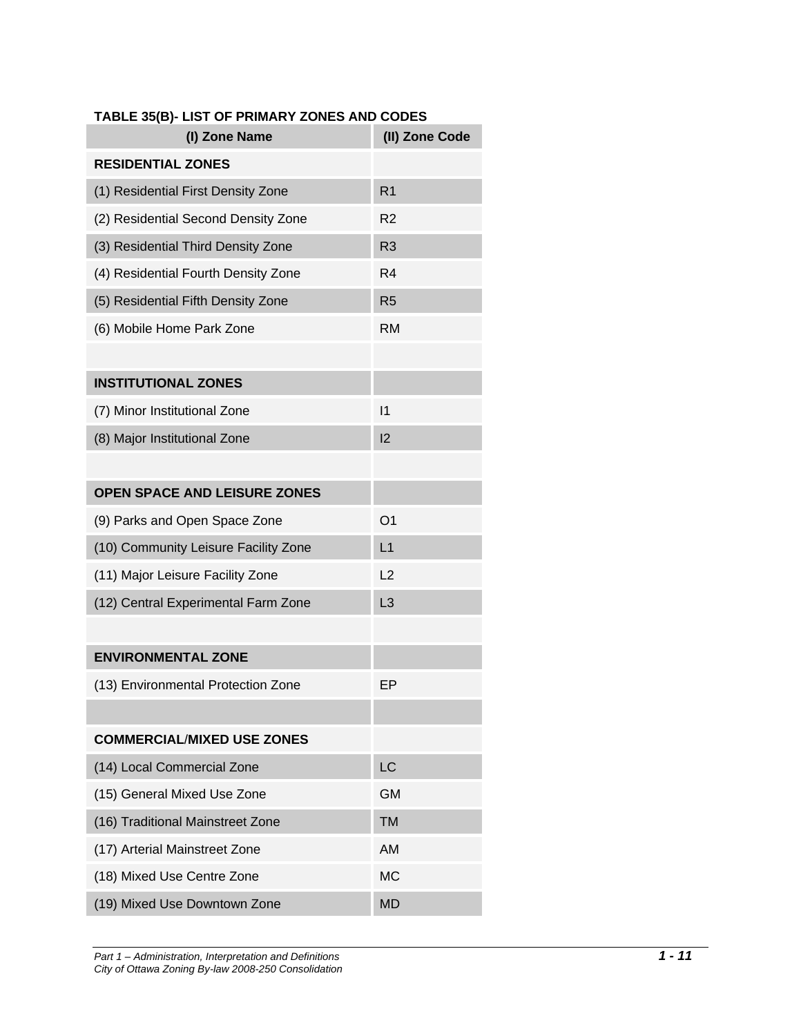**TABLE 35(B)- LIST OF PRIMARY ZONES AND CODES**

| (I) Zone Name | (II) Zone Code |
|---|---|
| **RESIDENTIAL ZONES** | |
| (1) Residential First Density Zone | R1 |
| (2) Residential Second Density Zone | R2 |
| (3) Residential Third Density Zone | R3 |
| (4) Residential Fourth Density Zone | R4 |
| (5) Residential Fifth Density Zone | R5 |
| (6) Mobile Home Park Zone | RM |
| | |
| **INSTITUTIONAL ZONES** | |
| (7) Minor Institutional Zone | I1 |
| (8) Major Institutional Zone | I2 |
| | |
| **OPEN SPACE AND LEISURE ZONES** | |
| (9) Parks and Open Space Zone | O1 |
| (10) Community Leisure Facility Zone | L1 |
| (11) Major Leisure Facility Zone | L2 |
| (12) Central Experimental Farm Zone | L3 |
| | |
| **ENVIRONMENTAL ZONE** | |
| (13) Environmental Protection Zone | EP |
| | |
| **COMMERCIAL/MIXED USE ZONES** | |
| (14) Local Commercial Zone | LC |
| (15) General Mixed Use Zone | GM |
| (16) Traditional Mainstreet Zone | TM |
| (17) Arterial Mainstreet Zone | AM |
| (18) Mixed Use Centre Zone | MC |
| (19) Mixed Use Downtown Zone | MD |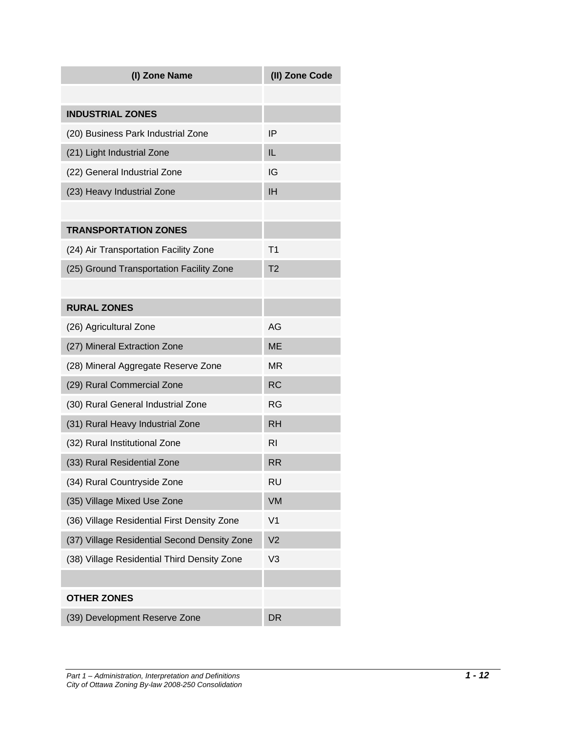| (I) Zone Name | (II) Zone Code |
|---|---|
| | |
| **INDUSTRIAL ZONES** | |
| (20) Business Park Industrial Zone | IP |
| (21) Light Industrial Zone | IL |
| (22) General Industrial Zone | IG |
| (23) Heavy Industrial Zone | IH |
| | |
| **TRANSPORTATION ZONES** | |
| (24) Air Transportation Facility Zone | T1 |
| (25) Ground Transportation Facility Zone | T2 |
| | |
| **RURAL ZONES** | |
| (26) Agricultural Zone | AG |
| (27) Mineral Extraction Zone | ME |
| (28) Mineral Aggregate Reserve Zone | MR |
| (29) Rural Commercial Zone | RC |
| (30) Rural General Industrial Zone | RG |
| (31) Rural Heavy Industrial Zone | RH |
| (32) Rural Institutional Zone | RI |
| (33) Rural Residential Zone | RR |
| (34) Rural Countryside Zone | RU |
| (35) Village Mixed Use Zone | VM |
| (36) Village Residential First Density Zone | V1 |
| (37) Village Residential Second Density Zone | V2 |
| (38) Village Residential Third Density Zone | V3 |
| | |
| **OTHER ZONES** | |
| (39) Development Reserve Zone | DR |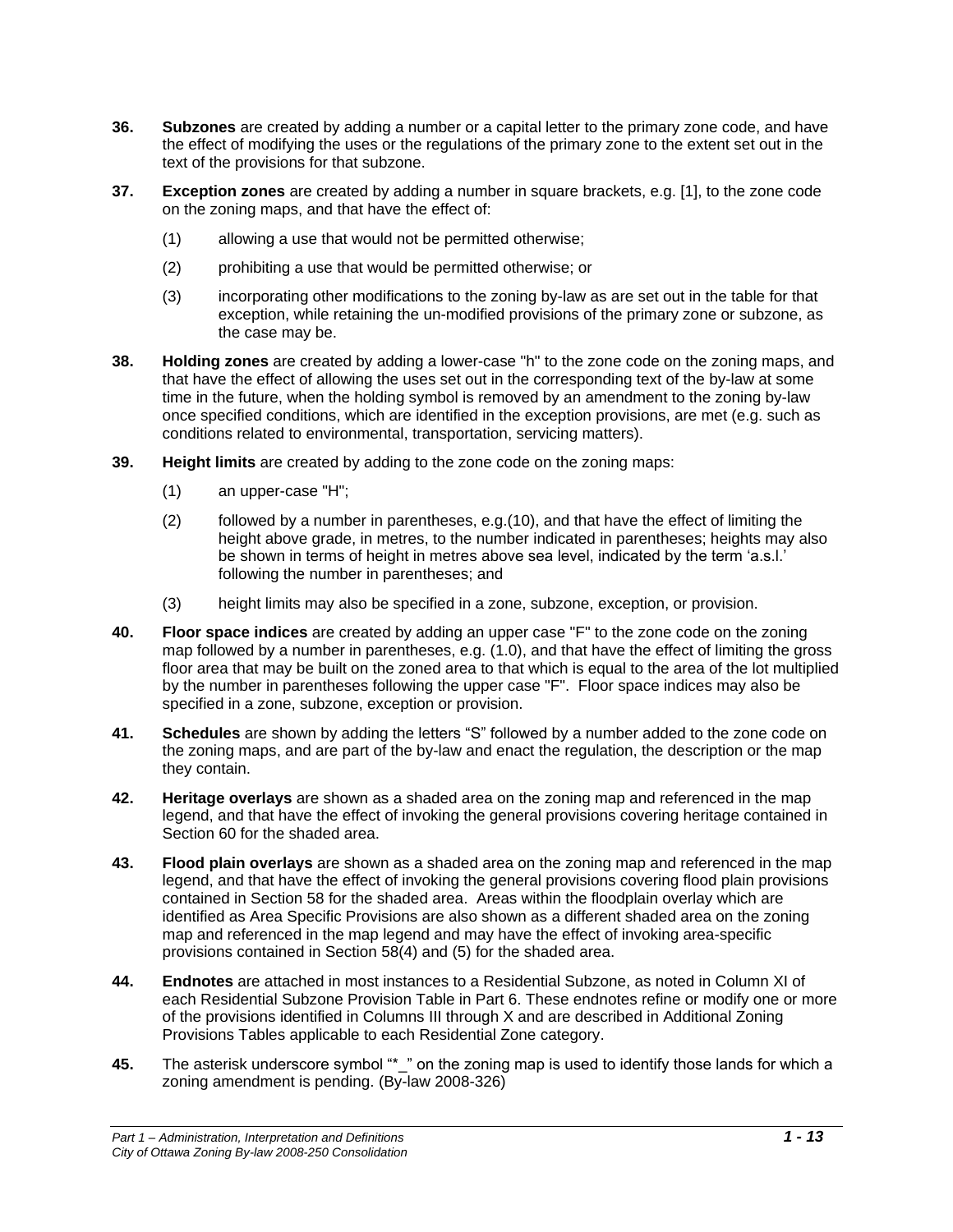**36.** **Subzones** are created by adding a number or a capital letter to the primary zone code, and have the effect of modifying the uses or the regulations of the primary zone to the extent set out in the text of the provisions for that subzone.

**37.** **Exception zones** are created by adding a number in square brackets, e.g. [1], to the zone code on the zoning maps, and that have the effect of:

(1) allowing a use that would not be permitted otherwise;

(2) prohibiting a use that would be permitted otherwise; or

(3) incorporating other modifications to the zoning by-law as are set out in the table for that exception, while retaining the un-modified provisions of the primary zone or subzone, as the case may be.

**38.** **Holding zones** are created by adding a lower-case "h" to the zone code on the zoning maps, and that have the effect of allowing the uses set out in the corresponding text of the by-law at some time in the future, when the holding symbol is removed by an amendment to the zoning by-law once specified conditions, which are identified in the exception provisions, are met (e.g. such as conditions related to environmental, transportation, servicing matters).

**39.** **Height limits** are created by adding to the zone code on the zoning maps:

(1) an upper-case "H";

(2) followed by a number in parentheses, e.g.(10), and that have the effect of limiting the height above grade, in metres, to the number indicated in parentheses; heights may also be shown in terms of height in metres above sea level, indicated by the term 'a.s.l.' following the number in parentheses; and

(3) height limits may also be specified in a zone, subzone, exception, or provision.

**40.** **Floor space indices** are created by adding an upper case "F" to the zone code on the zoning map followed by a number in parentheses, e.g. (1.0), and that have the effect of limiting the gross floor area that may be built on the zoned area to that which is equal to the area of the lot multiplied by the number in parentheses following the upper case "F". Floor space indices may also be specified in a zone, subzone, exception or provision.

**41.** **Schedules** are shown by adding the letters "S" followed by a number added to the zone code on the zoning maps, and are part of the by-law and enact the regulation, the description or the map they contain.

**42.** **Heritage overlays** are shown as a shaded area on the zoning map and referenced in the map legend, and that have the effect of invoking the general provisions covering heritage contained in Section 60 for the shaded area.

**43.** **Flood plain overlays** are shown as a shaded area on the zoning map and referenced in the map legend, and that have the effect of invoking the general provisions covering flood plain provisions contained in Section 58 for the shaded area. Areas within the floodplain overlay which are identified as Area Specific Provisions are also shown as a different shaded area on the zoning map and referenced in the map legend and may have the effect of invoking area-specific provisions contained in Section 58(4) and (5) for the shaded area.

**44.** **Endnotes** are attached in most instances to a Residential Subzone, as noted in Column XI of each Residential Subzone Provision Table in Part 6. These endnotes refine or modify one or more of the provisions identified in Columns III through X and are described in Additional Zoning Provisions Tables applicable to each Residential Zone category.

**45.** The asterisk underscore symbol "*_" on the zoning map is used to identify those lands for which a zoning amendment is pending. (By-law 2008-326)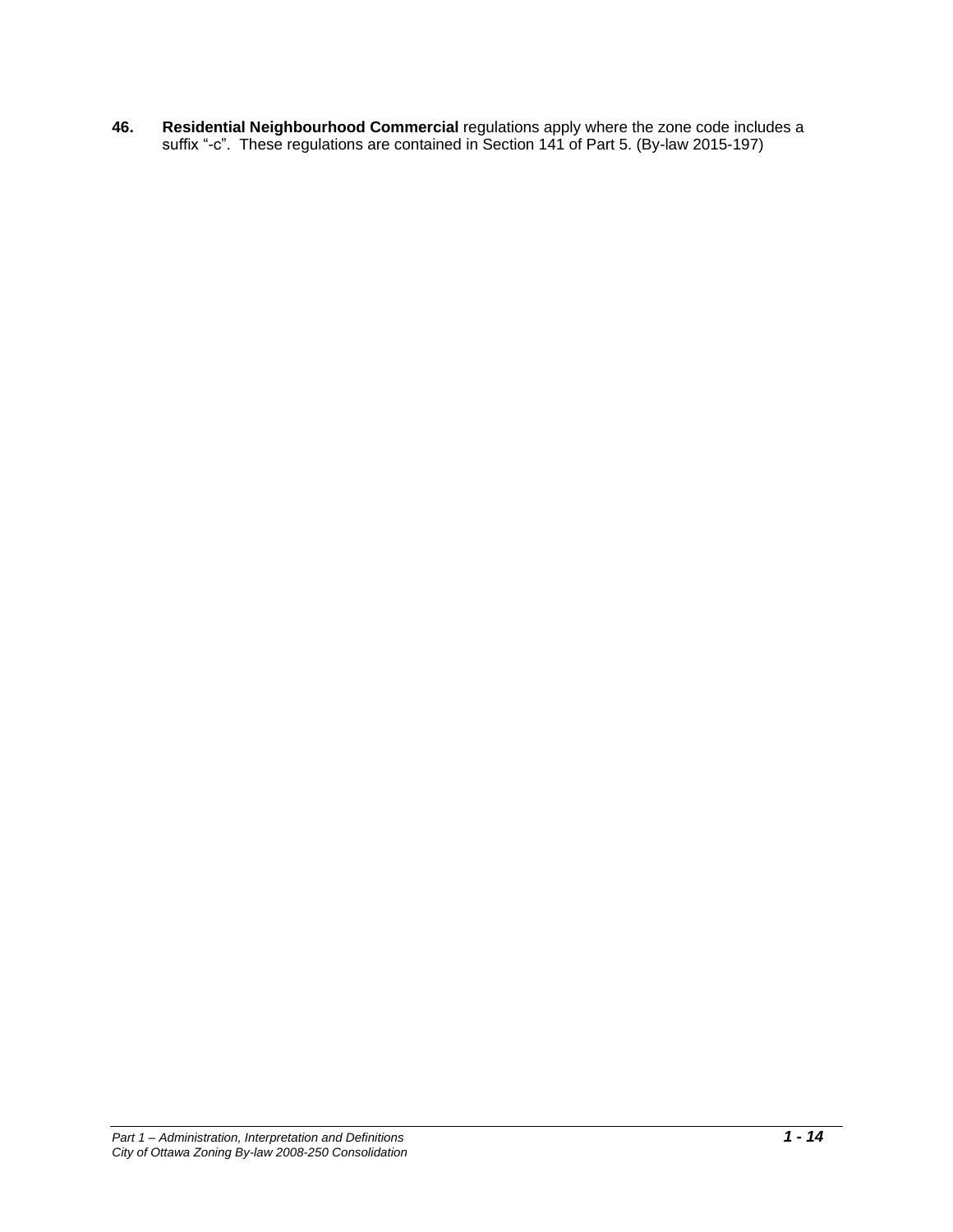**46.** **Residential Neighbourhood Commercial** regulations apply where the zone code includes a suffix "-c". These regulations are contained in Section 141 of Part 5. (By-law 2015-197)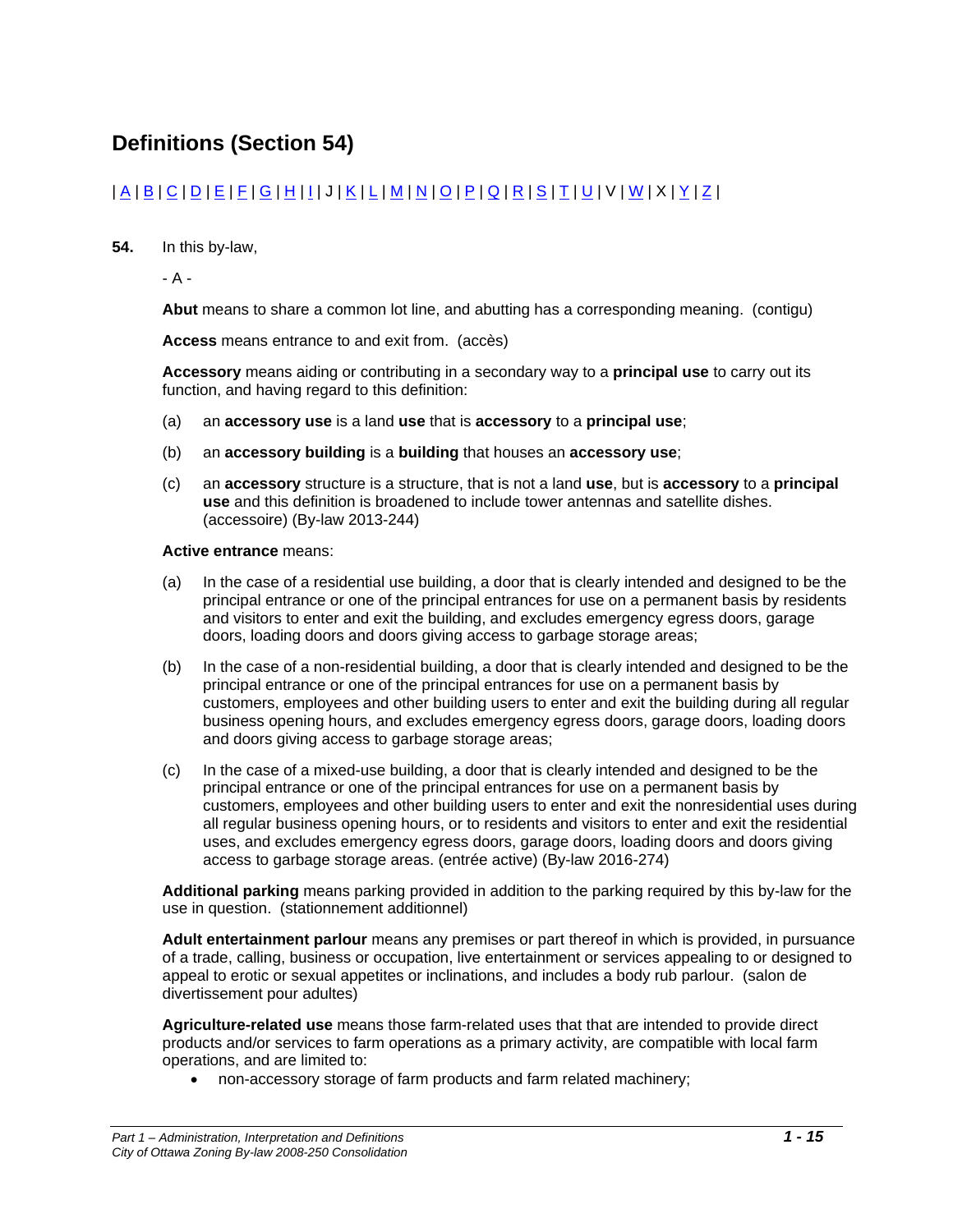# Definitions (Section 54)

| A | B | C | D | E | F | G | H | I | J | K | L | M | N | O | P | Q | R | S | T | U | V | W | X | Y | Z |

**54.** In this by-law,

- A -

**Abut** means to share a common lot line, and abutting has a corresponding meaning. (contigu)

**Access** means entrance to and exit from. (accès)

**Accessory** means aiding or contributing in a secondary way to a **principal use** to carry out its function, and having regard to this definition:

(a) an **accessory use** is a land **use** that is **accessory** to a **principal use**;

(b) an **accessory building** is a **building** that houses an **accessory use**;

(c) an **accessory** structure is a structure, that is not a land **use**, but is **accessory** to a **principal use** and this definition is broadened to include tower antennas and satellite dishes. (accessoire) (By-law 2013-244)

**Active entrance** means:

(a) In the case of a residential use building, a door that is clearly intended and designed to be the principal entrance or one of the principal entrances for use on a permanent basis by residents and visitors to enter and exit the building, and excludes emergency egress doors, garage doors, loading doors and doors giving access to garbage storage areas;

(b) In the case of a non-residential building, a door that is clearly intended and designed to be the principal entrance or one of the principal entrances for use on a permanent basis by customers, employees and other building users to enter and exit the building during all regular business opening hours, and excludes emergency egress doors, garage doors, loading doors and doors giving access to garbage storage areas;

(c) In the case of a mixed-use building, a door that is clearly intended and designed to be the principal entrance or one of the principal entrances for use on a permanent basis by customers, employees and other building users to enter and exit the nonresidential uses during all regular business opening hours, or to residents and visitors to enter and exit the residential uses, and excludes emergency egress doors, garage doors, loading doors and doors giving access to garbage storage areas. (entrée active) (By-law 2016-274)

**Additional parking** means parking provided in addition to the parking required by this by-law for the use in question. (stationnement additionnel)

**Adult entertainment parlour** means any premises or part thereof in which is provided, in pursuance of a trade, calling, business or occupation, live entertainment or services appealing to or designed to appeal to erotic or sexual appetites or inclinations, and includes a body rub parlour. (salon de divertissement pour adultes)

**Agriculture-related use** means those farm-related uses that that are intended to provide direct products and/or services to farm operations as a primary activity, are compatible with local farm operations, and are limited to:

- non-accessory storage of farm products and farm related machinery;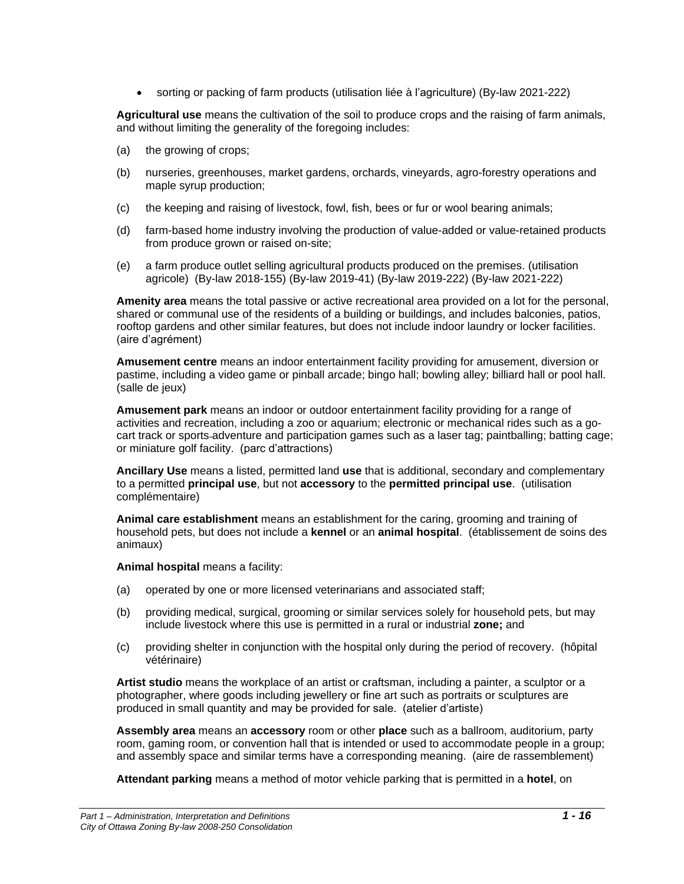- sorting or packing of farm products (utilisation liée à l'agriculture) (By-law 2021-222)

**Agricultural use** means the cultivation of the soil to produce crops and the raising of farm animals, and without limiting the generality of the foregoing includes:

(a) the growing of crops;

(b) nurseries, greenhouses, market gardens, orchards, vineyards, agro-forestry operations and maple syrup production;

(c) the keeping and raising of livestock, fowl, fish, bees or fur or wool bearing animals;

(d) farm-based home industry involving the production of value-added or value-retained products from produce grown or raised on-site;

(e) a farm produce outlet selling agricultural products produced on the premises. (utilisation agricole) (By-law 2018-155) (By-law 2019-41) (By-law 2019-222) (By-law 2021-222)

**Amenity area** means the total passive or active recreational area provided on a lot for the personal, shared or communal use of the residents of a building or buildings, and includes balconies, patios, rooftop gardens and other similar features, but does not include indoor laundry or locker facilities. (aire d'agrément)

**Amusement centre** means an indoor entertainment facility providing for amusement, diversion or pastime, including a video game or pinball arcade; bingo hall; bowling alley; billiard hall or pool hall. (salle de jeux)

**Amusement park** means an indoor or outdoor entertainment facility providing for a range of activities and recreation, including a zoo or aquarium; electronic or mechanical rides such as a go-cart track or sports adventure and participation games such as a laser tag; paintballing; batting cage; or miniature golf facility. (parc d'attractions)

**Ancillary Use** means a listed, permitted land **use** that is additional, secondary and complementary to a permitted **principal use**, but not **accessory** to the **permitted principal use**. (utilisation complémentaire)

**Animal care establishment** means an establishment for the caring, grooming and training of household pets, but does not include a **kennel** or an **animal hospital**. (établissement de soins des animaux)

**Animal hospital** means a facility:

(a) operated by one or more licensed veterinarians and associated staff;

(b) providing medical, surgical, grooming or similar services solely for household pets, but may include livestock where this use is permitted in a rural or industrial **zone;** and

(c) providing shelter in conjunction with the hospital only during the period of recovery. (hôpital vétérinaire)

**Artist studio** means the workplace of an artist or craftsman, including a painter, a sculptor or a photographer, where goods including jewellery or fine art such as portraits or sculptures are produced in small quantity and may be provided for sale. (atelier d'artiste)

**Assembly area** means an **accessory** room or other **place** such as a ballroom, auditorium, party room, gaming room, or convention hall that is intended or used to accommodate people in a group; and assembly space and similar terms have a corresponding meaning. (aire de rassemblement)

**Attendant parking** means a method of motor vehicle parking that is permitted in a **hotel**, on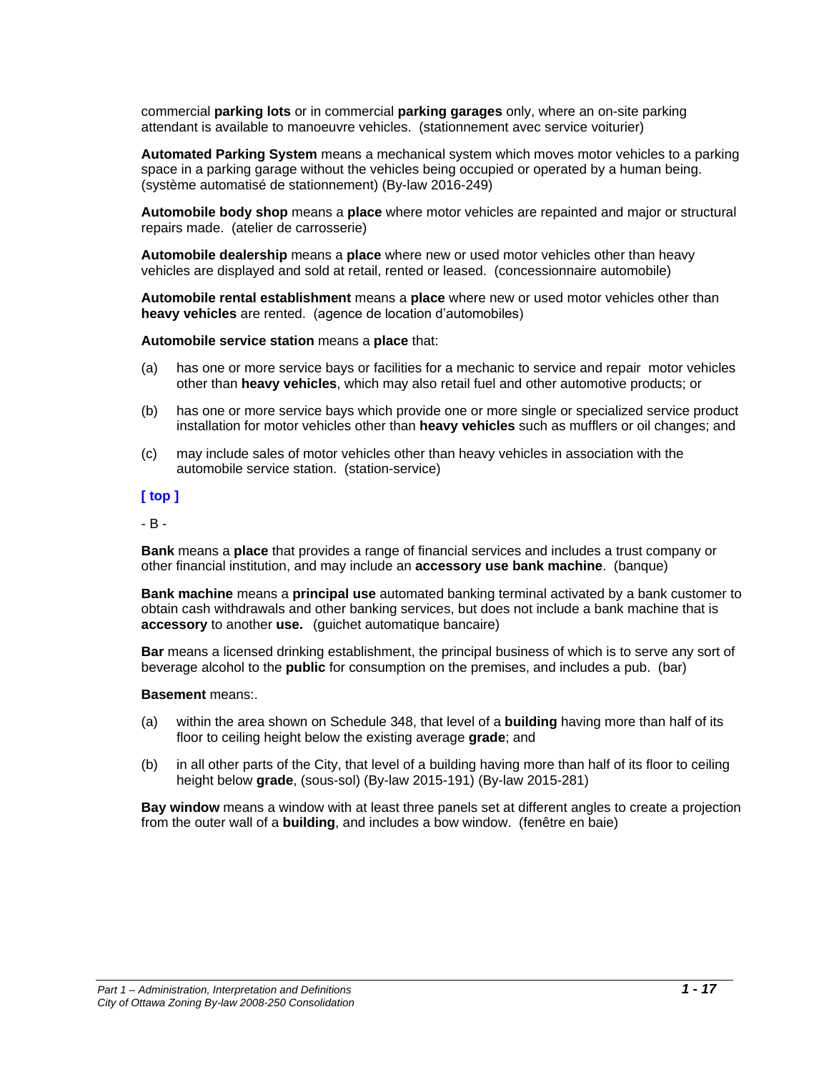commercial **parking lots** or in commercial **parking garages** only, where an on-site parking attendant is available to manoeuvre vehicles. (stationnement avec service voiturier)

**Automated Parking System** means a mechanical system which moves motor vehicles to a parking space in a parking garage without the vehicles being occupied or operated by a human being. (système automatisé de stationnement) (By-law 2016-249)

**Automobile body shop** means a **place** where motor vehicles are repainted and major or structural repairs made. (atelier de carrosserie)

**Automobile dealership** means a **place** where new or used motor vehicles other than heavy vehicles are displayed and sold at retail, rented or leased. (concessionnaire automobile)

**Automobile rental establishment** means a **place** where new or used motor vehicles other than **heavy vehicles** are rented. (agence de location d'automobiles)

**Automobile service station** means a **place** that:

(a) has one or more service bays or facilities for a mechanic to service and repair motor vehicles other than **heavy vehicles**, which may also retail fuel and other automotive products; or

(b) has one or more service bays which provide one or more single or specialized service product installation for motor vehicles other than **heavy vehicles** such as mufflers or oil changes; and

(c) may include sales of motor vehicles other than heavy vehicles in association with the automobile service station. (station-service)

**[ top ]**

- B -

**Bank** means a **place** that provides a range of financial services and includes a trust company or other financial institution, and may include an **accessory use bank machine**. (banque)

**Bank machine** means a **principal use** automated banking terminal activated by a bank customer to obtain cash withdrawals and other banking services, but does not include a bank machine that is **accessory** to another **use.** (guichet automatique bancaire)

**Bar** means a licensed drinking establishment, the principal business of which is to serve any sort of beverage alcohol to the **public** for consumption on the premises, and includes a pub. (bar)

**Basement** means:.

(a) within the area shown on Schedule 348, that level of a **building** having more than half of its floor to ceiling height below the existing average **grade**; and

(b) in all other parts of the City, that level of a building having more than half of its floor to ceiling height below **grade**, (sous-sol) (By-law 2015-191) (By-law 2015-281)

**Bay window** means a window with at least three panels set at different angles to create a projection from the outer wall of a **building**, and includes a bow window. (fenêtre en baie)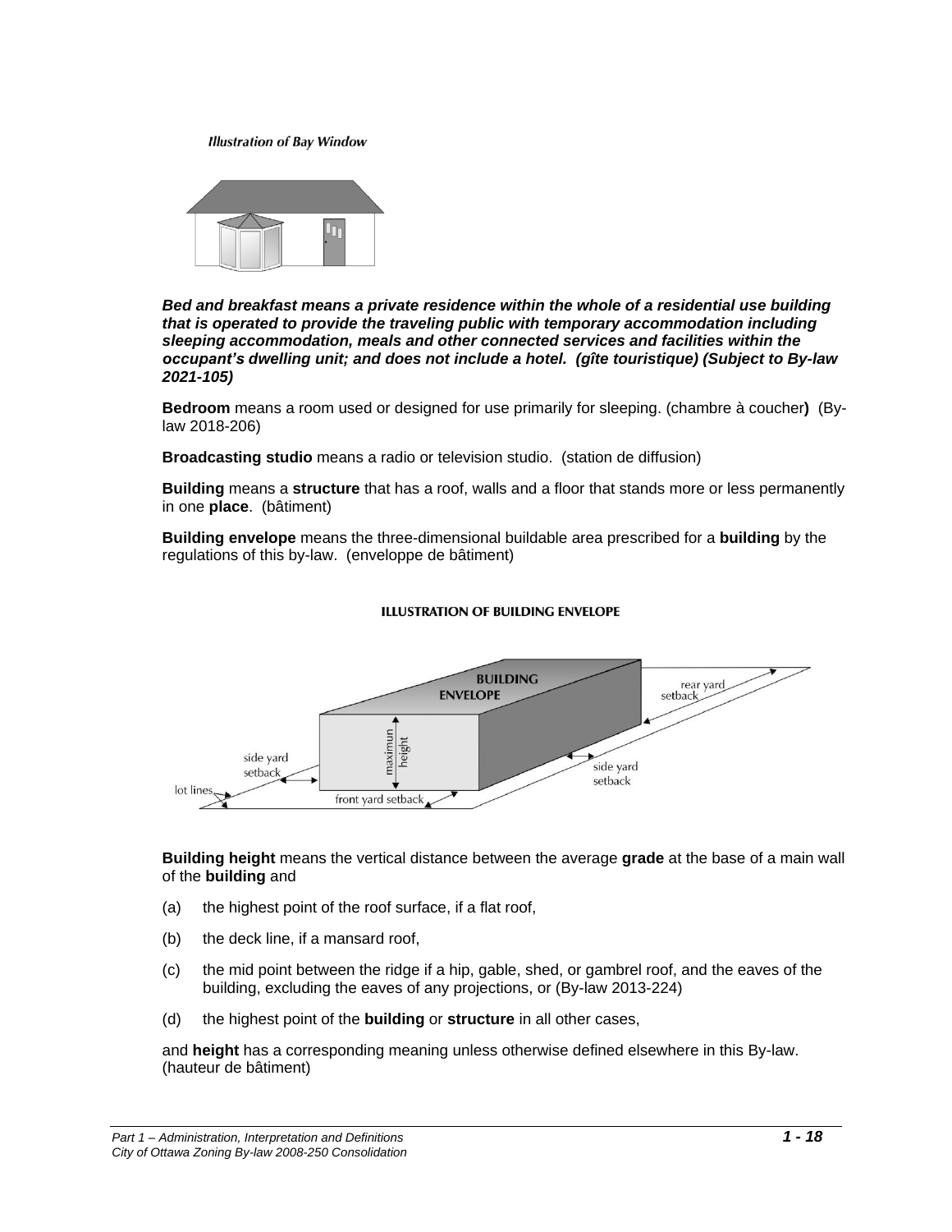*Illustration of Bay Window*

***Bed and breakfast means a private residence within the whole of a residential use building that is operated to provide the traveling public with temporary accommodation including sleeping accommodation, meals and other connected services and facilities within the occupant's dwelling unit; and does not include a hotel. (gîte touristique) (Subject to By-law 2021-105)***

**Bedroom** means a room used or designed for use primarily for sleeping. (chambre à coucher**)** (By-law 2018-206)

**Broadcasting studio** means a radio or television studio. (station de diffusion)

**Building** means a **structure** that has a roof, walls and a floor that stands more or less permanently in one **place**. (bâtiment)

**Building envelope** means the three-dimensional buildable area prescribed for a **building** by the regulations of this by-law. (enveloppe de bâtiment)

**ILLUSTRATION OF BUILDING ENVELOPE**

**Building height** means the vertical distance between the average **grade** at the base of a main wall of the **building** and

(a) the highest point of the roof surface, if a flat roof,

(b) the deck line, if a mansard roof,

(c) the mid point between the ridge if a hip, gable, shed, or gambrel roof, and the eaves of the building, excluding the eaves of any projections, or (By-law 2013-224)

(d) the highest point of the **building** or **structure** in all other cases,

and **height** has a corresponding meaning unless otherwise defined elsewhere in this By-law. (hauteur de bâtiment)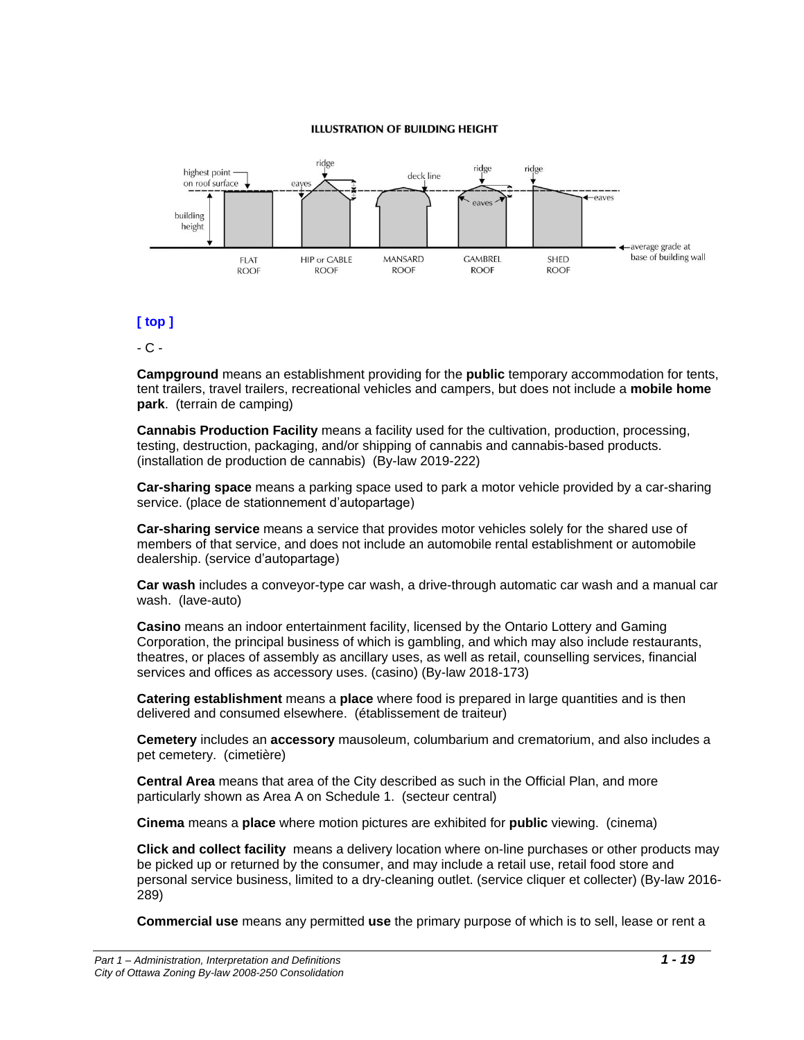**ILLUSTRATION OF BUILDING HEIGHT**

highest point on roof surface | ridge | eaves | deck line | ridge | eaves | ridge | eaves | building height | average grade at base of building wall

FLAT ROOF | HIP or GABLE ROOF | MANSARD ROOF | GAMBREL ROOF | SHED ROOF

[ top ]

- C -

**Campground** means an establishment providing for the **public** temporary accommodation for tents, tent trailers, travel trailers, recreational vehicles and campers, but does not include a **mobile home park**. (terrain de camping)

**Cannabis Production Facility** means a facility used for the cultivation, production, processing, testing, destruction, packaging, and/or shipping of cannabis and cannabis-based products. (installation de production de cannabis) (By-law 2019-222)

**Car-sharing space** means a parking space used to park a motor vehicle provided by a car-sharing service. (place de stationnement d'autopartage)

**Car-sharing service** means a service that provides motor vehicles solely for the shared use of members of that service, and does not include an automobile rental establishment or automobile dealership. (service d'autopartage)

**Car wash** includes a conveyor-type car wash, a drive-through automatic car wash and a manual car wash. (lave-auto)

**Casino** means an indoor entertainment facility, licensed by the Ontario Lottery and Gaming Corporation, the principal business of which is gambling, and which may also include restaurants, theatres, or places of assembly as ancillary uses, as well as retail, counselling services, financial services and offices as accessory uses. (casino) (By-law 2018-173)

**Catering establishment** means a **place** where food is prepared in large quantities and is then delivered and consumed elsewhere. (établissement de traiteur)

**Cemetery** includes an **accessory** mausoleum, columbarium and crematorium, and also includes a pet cemetery. (cimetière)

**Central Area** means that area of the City described as such in the Official Plan, and more particularly shown as Area A on Schedule 1. (secteur central)

**Cinema** means a **place** where motion pictures are exhibited for **public** viewing. (cinema)

**Click and collect facility** means a delivery location where on-line purchases or other products may be picked up or returned by the consumer, and may include a retail use, retail food store and personal service business, limited to a dry-cleaning outlet. (service cliquer et collecter) (By-law 2016-289)

**Commercial use** means any permitted **use** the primary purpose of which is to sell, lease or rent a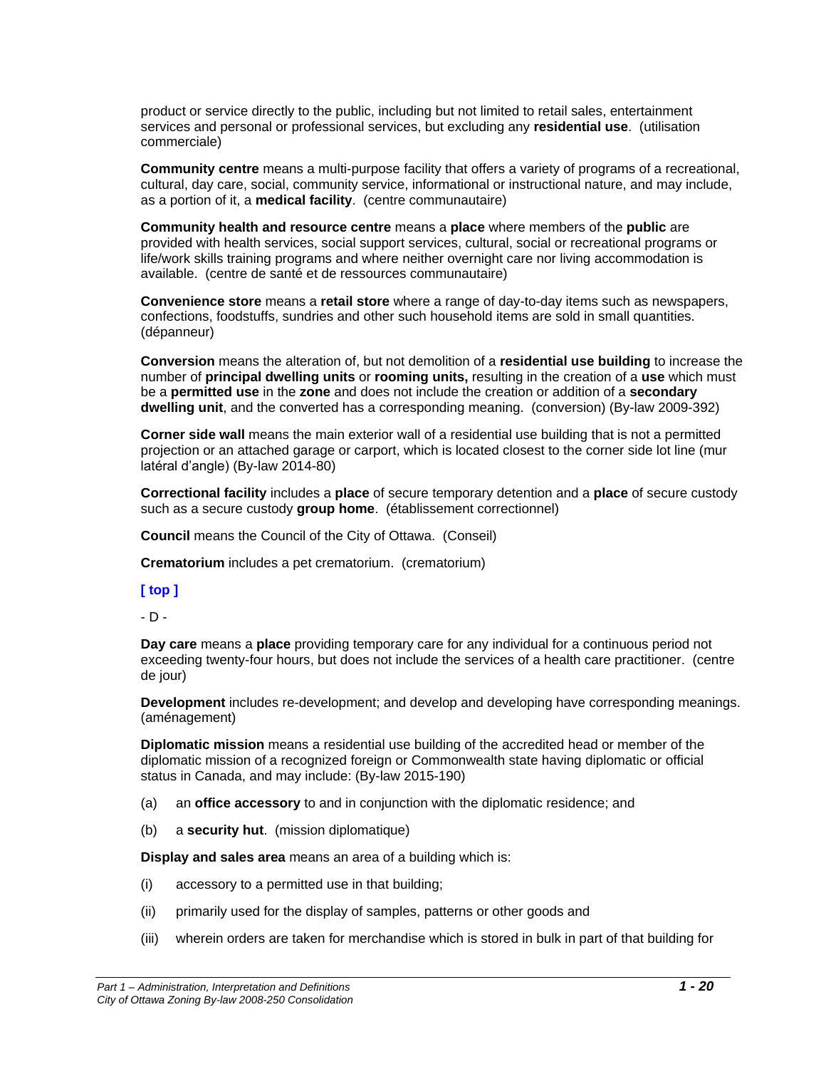product or service directly to the public, including but not limited to retail sales, entertainment services and personal or professional services, but excluding any **residential use**. (utilisation commerciale)

**Community centre** means a multi-purpose facility that offers a variety of programs of a recreational, cultural, day care, social, community service, informational or instructional nature, and may include, as a portion of it, a **medical facility**. (centre communautaire)

**Community health and resource centre** means a **place** where members of the **public** are provided with health services, social support services, cultural, social or recreational programs or life/work skills training programs and where neither overnight care nor living accommodation is available. (centre de santé et de ressources communautaire)

**Convenience store** means a **retail store** where a range of day-to-day items such as newspapers, confections, foodstuffs, sundries and other such household items are sold in small quantities. (dépanneur)

**Conversion** means the alteration of, but not demolition of a **residential use building** to increase the number of **principal dwelling units** or **rooming units,** resulting in the creation of a **use** which must be a **permitted use** in the **zone** and does not include the creation or addition of a **secondary dwelling unit**, and the converted has a corresponding meaning. (conversion) (By-law 2009-392)

**Corner side wall** means the main exterior wall of a residential use building that is not a permitted projection or an attached garage or carport, which is located closest to the corner side lot line (mur latéral d'angle) (By-law 2014-80)

**Correctional facility** includes a **place** of secure temporary detention and a **place** of secure custody such as a secure custody **group home**. (établissement correctionnel)

**Council** means the Council of the City of Ottawa. (Conseil)

**Crematorium** includes a pet crematorium. (crematorium)

**[ top ]**

- D -

**Day care** means a **place** providing temporary care for any individual for a continuous period not exceeding twenty-four hours, but does not include the services of a health care practitioner. (centre de jour)

**Development** includes re-development; and develop and developing have corresponding meanings. (aménagement)

**Diplomatic mission** means a residential use building of the accredited head or member of the diplomatic mission of a recognized foreign or Commonwealth state having diplomatic or official status in Canada, and may include: (By-law 2015-190)

(a) an **office accessory** to and in conjunction with the diplomatic residence; and

(b) a **security hut**. (mission diplomatique)

**Display and sales area** means an area of a building which is:

(i) accessory to a permitted use in that building;

(ii) primarily used for the display of samples, patterns or other goods and

(iii) wherein orders are taken for merchandise which is stored in bulk in part of that building for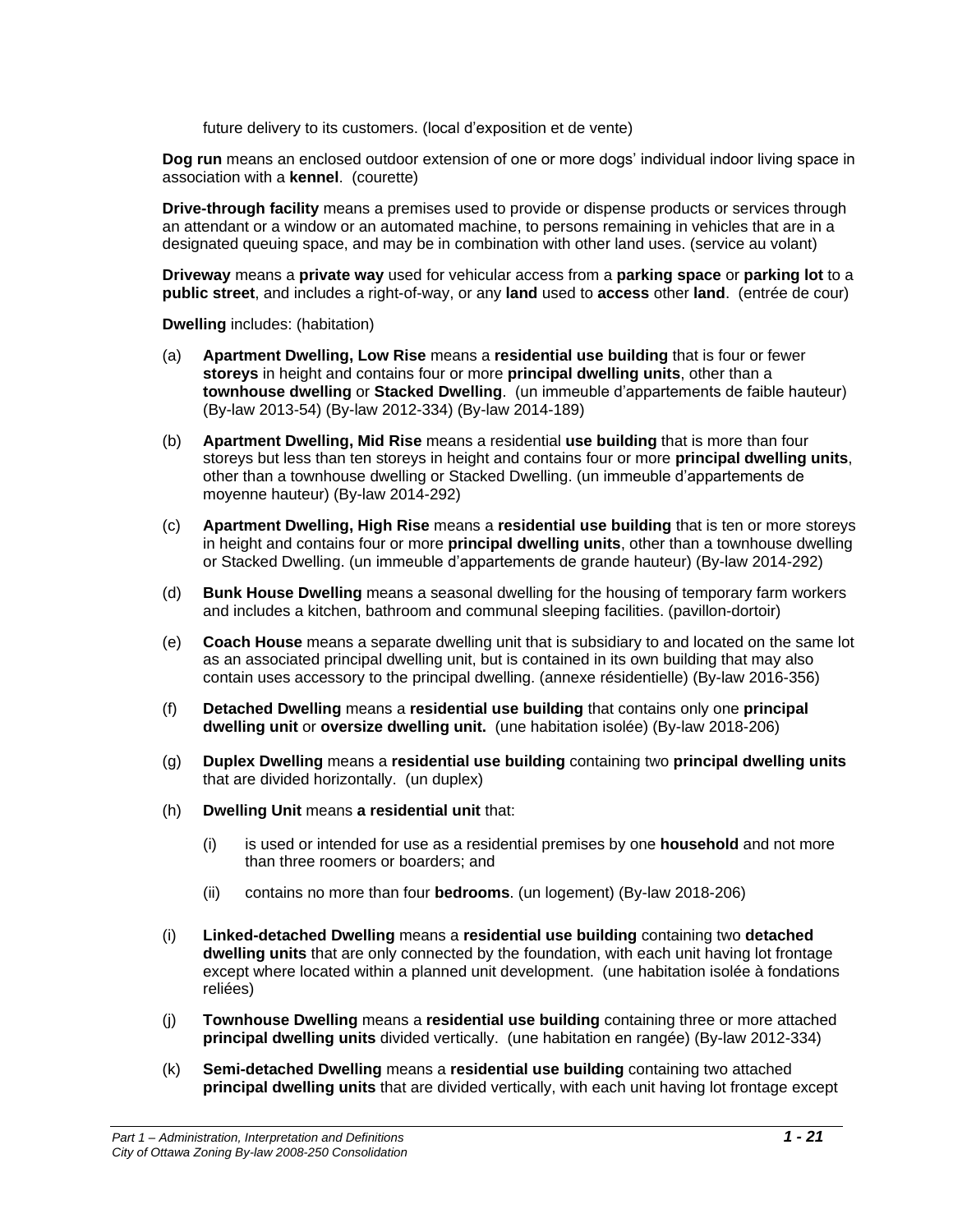future delivery to its customers. (local d'exposition et de vente)

**Dog run** means an enclosed outdoor extension of one or more dogs' individual indoor living space in association with a **kennel**. (courette)

**Drive-through facility** means a premises used to provide or dispense products or services through an attendant or a window or an automated machine, to persons remaining in vehicles that are in a designated queuing space, and may be in combination with other land uses. (service au volant)

**Driveway** means a **private way** used for vehicular access from a **parking space** or **parking lot** to a **public street**, and includes a right-of-way, or any **land** used to **access** other **land**. (entrée de cour)

**Dwelling** includes: (habitation)

(a) **Apartment Dwelling, Low Rise** means a **residential use building** that is four or fewer **storeys** in height and contains four or more **principal dwelling units**, other than a **townhouse dwelling** or **Stacked Dwelling**. (un immeuble d'appartements de faible hauteur) (By-law 2013-54) (By-law 2012-334) (By-law 2014-189)

(b) **Apartment Dwelling, Mid Rise** means a residential **use building** that is more than four storeys but less than ten storeys in height and contains four or more **principal dwelling units**, other than a townhouse dwelling or Stacked Dwelling. (un immeuble d'appartements de moyenne hauteur) (By-law 2014-292)

(c) **Apartment Dwelling, High Rise** means a **residential use building** that is ten or more storeys in height and contains four or more **principal dwelling units**, other than a townhouse dwelling or Stacked Dwelling. (un immeuble d'appartements de grande hauteur) (By-law 2014-292)

(d) **Bunk House Dwelling** means a seasonal dwelling for the housing of temporary farm workers and includes a kitchen, bathroom and communal sleeping facilities. (pavillon-dortoir)

(e) **Coach House** means a separate dwelling unit that is subsidiary to and located on the same lot as an associated principal dwelling unit, but is contained in its own building that may also contain uses accessory to the principal dwelling. (annexe résidentielle) (By-law 2016-356)

(f) **Detached Dwelling** means a **residential use building** that contains only one **principal dwelling unit** or **oversize dwelling unit.** (une habitation isolée) (By-law 2018-206)

(g) **Duplex Dwelling** means a **residential use building** containing two **principal dwelling units** that are divided horizontally. (un duplex)

(h) **Dwelling Unit** means **a residential unit** that:

   (i) is used or intended for use as a residential premises by one **household** and not more than three roomers or boarders; and

   (ii) contains no more than four **bedrooms**. (un logement) (By-law 2018-206)

(i) **Linked-detached Dwelling** means a **residential use building** containing two **detached dwelling units** that are only connected by the foundation, with each unit having lot frontage except where located within a planned unit development. (une habitation isolée à fondations reliées)

(j) **Townhouse Dwelling** means a **residential use building** containing three or more attached **principal dwelling units** divided vertically. (une habitation en rangée) (By-law 2012-334)

(k) **Semi-detached Dwelling** means a **residential use building** containing two attached **principal dwelling units** that are divided vertically, with each unit having lot frontage except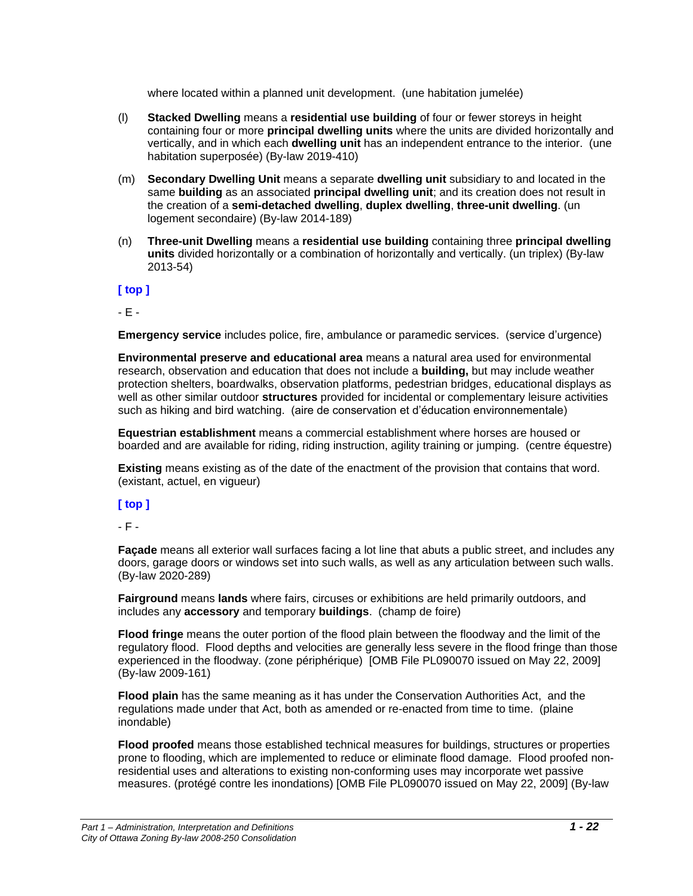where located within a planned unit development. (une habitation jumelée)

(l) **Stacked Dwelling** means a **residential use building** of four or fewer storeys in height containing four or more **principal dwelling units** where the units are divided horizontally and vertically, and in which each **dwelling unit** has an independent entrance to the interior. (une habitation superposée) (By-law 2019-410)

(m) **Secondary Dwelling Unit** means a separate **dwelling unit** subsidiary to and located in the same **building** as an associated **principal dwelling unit**; and its creation does not result in the creation of a **semi-detached dwelling**, **duplex dwelling**, **three-unit dwelling**. (un logement secondaire) (By-law 2014-189)

(n) **Three-unit Dwelling** means a **residential use building** containing three **principal dwelling units** divided horizontally or a combination of horizontally and vertically. (un triplex) (By-law 2013-54)

**[ top ]**

- E -

**Emergency service** includes police, fire, ambulance or paramedic services. (service d'urgence)

**Environmental preserve and educational area** means a natural area used for environmental research, observation and education that does not include a **building,** but may include weather protection shelters, boardwalks, observation platforms, pedestrian bridges, educational displays as well as other similar outdoor **structures** provided for incidental or complementary leisure activities such as hiking and bird watching. (aire de conservation et d'éducation environnementale)

**Equestrian establishment** means a commercial establishment where horses are housed or boarded and are available for riding, riding instruction, agility training or jumping. (centre équestre)

**Existing** means existing as of the date of the enactment of the provision that contains that word. (existant, actuel, en vigueur)

**[ top ]**

- F -

**Façade** means all exterior wall surfaces facing a lot line that abuts a public street, and includes any doors, garage doors or windows set into such walls, as well as any articulation between such walls. (By-law 2020-289)

**Fairground** means **lands** where fairs, circuses or exhibitions are held primarily outdoors, and includes any **accessory** and temporary **buildings**. (champ de foire)

**Flood fringe** means the outer portion of the flood plain between the floodway and the limit of the regulatory flood. Flood depths and velocities are generally less severe in the flood fringe than those experienced in the floodway. (zone périphérique) [OMB File PL090070 issued on May 22, 2009] (By-law 2009-161)

**Flood plain** has the same meaning as it has under the Conservation Authorities Act, and the regulations made under that Act, both as amended or re-enacted from time to time. (plaine inondable)

**Flood proofed** means those established technical measures for buildings, structures or properties prone to flooding, which are implemented to reduce or eliminate flood damage. Flood proofed non-residential uses and alterations to existing non-conforming uses may incorporate wet passive measures. (protégé contre les inondations) [OMB File PL090070 issued on May 22, 2009] (By-law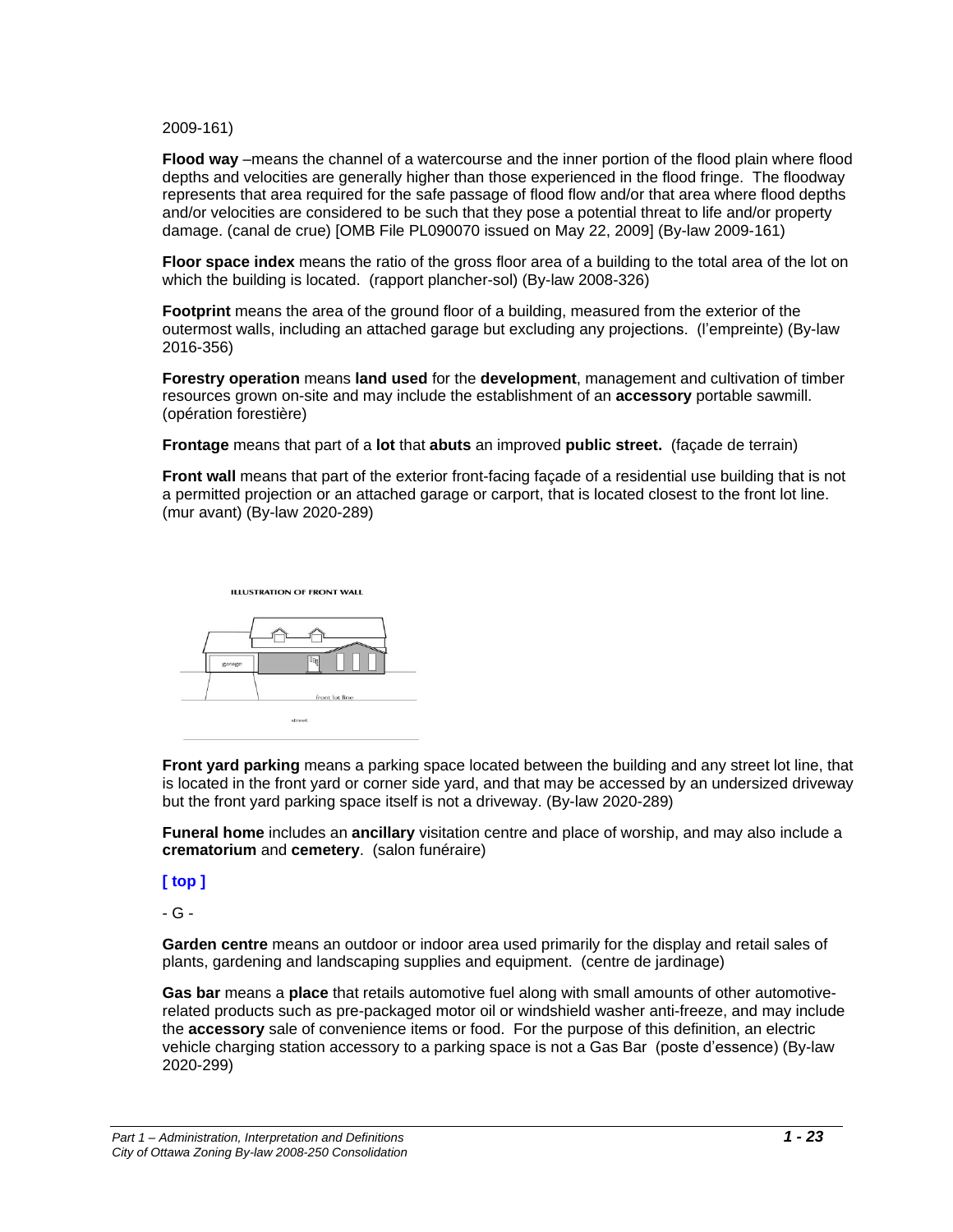2009-161)

**Flood way** –means the channel of a watercourse and the inner portion of the flood plain where flood depths and velocities are generally higher than those experienced in the flood fringe. The floodway represents that area required for the safe passage of flood flow and/or that area where flood depths and/or velocities are considered to be such that they pose a potential threat to life and/or property damage. (canal de crue) [OMB File PL090070 issued on May 22, 2009] (By-law 2009-161)

**Floor space index** means the ratio of the gross floor area of a building to the total area of the lot on which the building is located. (rapport plancher-sol) (By-law 2008-326)

**Footprint** means the area of the ground floor of a building, measured from the exterior of the outermost walls, including an attached garage but excluding any projections. (l'empreinte) (By-law 2016-356)

**Forestry operation** means **land used** for the **development**, management and cultivation of timber resources grown on-site and may include the establishment of an **accessory** portable sawmill. (opération forestière)

**Frontage** means that part of a **lot** that **abuts** an improved **public street.** (façade de terrain)

**Front wall** means that part of the exterior front-facing façade of a residential use building that is not a permitted projection or an attached garage or carport, that is located closest to the front lot line. (mur avant) (By-law 2020-289)

ILLUSTRATION OF FRONT WALL

**Front yard parking** means a parking space located between the building and any street lot line, that is located in the front yard or corner side yard, and that may be accessed by an undersized driveway but the front yard parking space itself is not a driveway. (By-law 2020-289)

**Funeral home** includes an **ancillary** visitation centre and place of worship, and may also include a **crematorium** and **cemetery**. (salon funéraire)

**[ top ]**

- G -

**Garden centre** means an outdoor or indoor area used primarily for the display and retail sales of plants, gardening and landscaping supplies and equipment. (centre de jardinage)

**Gas bar** means a **place** that retails automotive fuel along with small amounts of other automotive-related products such as pre-packaged motor oil or windshield washer anti-freeze, and may include the **accessory** sale of convenience items or food. For the purpose of this definition, an electric vehicle charging station accessory to a parking space is not a Gas Bar (poste d'essence) (By-law 2020-299)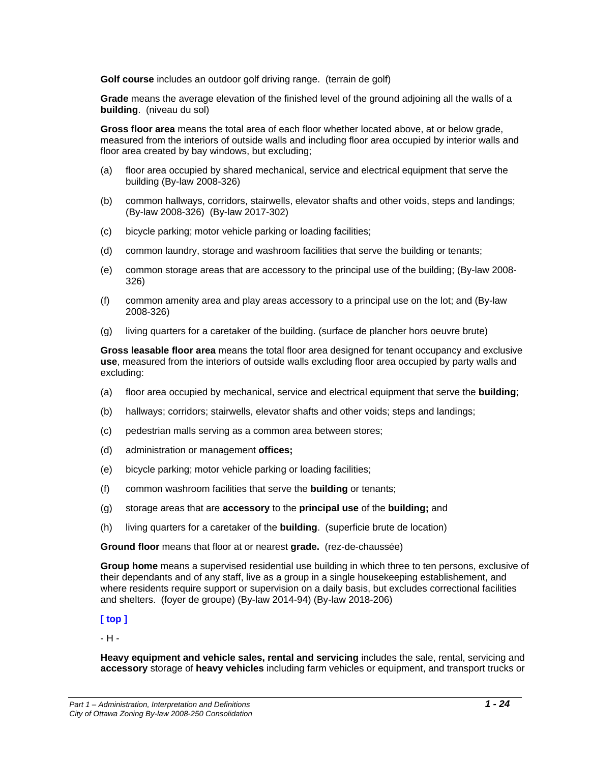**Golf course** includes an outdoor golf driving range. (terrain de golf)

**Grade** means the average elevation of the finished level of the ground adjoining all the walls of a **building**. (niveau du sol)

**Gross floor area** means the total area of each floor whether located above, at or below grade, measured from the interiors of outside walls and including floor area occupied by interior walls and floor area created by bay windows, but excluding;

(a) floor area occupied by shared mechanical, service and electrical equipment that serve the building (By-law 2008-326)

(b) common hallways, corridors, stairwells, elevator shafts and other voids, steps and landings; (By-law 2008-326) (By-law 2017-302)

(c) bicycle parking; motor vehicle parking or loading facilities;

(d) common laundry, storage and washroom facilities that serve the building or tenants;

(e) common storage areas that are accessory to the principal use of the building; (By-law 2008-326)

(f) common amenity area and play areas accessory to a principal use on the lot; and (By-law 2008-326)

(g) living quarters for a caretaker of the building. (surface de plancher hors oeuvre brute)

**Gross leasable floor area** means the total floor area designed for tenant occupancy and exclusive **use**, measured from the interiors of outside walls excluding floor area occupied by party walls and excluding:

(a) floor area occupied by mechanical, service and electrical equipment that serve the **building**;

(b) hallways; corridors; stairwells, elevator shafts and other voids; steps and landings;

(c) pedestrian malls serving as a common area between stores;

(d) administration or management **offices;**

(e) bicycle parking; motor vehicle parking or loading facilities;

(f) common washroom facilities that serve the **building** or tenants;

(g) storage areas that are **accessory** to the **principal use** of the **building;** and

(h) living quarters for a caretaker of the **building**. (superficie brute de location)

**Ground floor** means that floor at or nearest **grade.** (rez-de-chaussée)

**Group home** means a supervised residential use building in which three to ten persons, exclusive of their dependants and of any staff, live as a group in a single housekeeping establishement, and where residents require support or supervision on a daily basis, but excludes correctional facilities and shelters. (foyer de groupe) (By-law 2014-94) (By-law 2018-206)

**[ top ]**

- H -

**Heavy equipment and vehicle sales, rental and servicing** includes the sale, rental, servicing and **accessory** storage of **heavy vehicles** including farm vehicles or equipment, and transport trucks or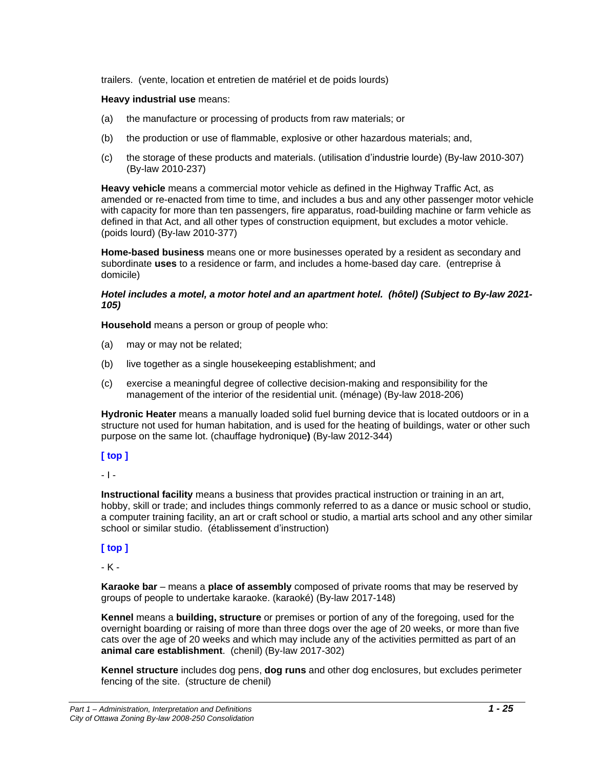trailers. (vente, location et entretien de matériel et de poids lourds)

**Heavy industrial use** means:

(a) the manufacture or processing of products from raw materials; or

(b) the production or use of flammable, explosive or other hazardous materials; and,

(c) the storage of these products and materials. (utilisation d'industrie lourde) (By-law 2010-307) (By-law 2010-237)

**Heavy vehicle** means a commercial motor vehicle as defined in the Highway Traffic Act, as amended or re-enacted from time to time, and includes a bus and any other passenger motor vehicle with capacity for more than ten passengers, fire apparatus, road-building machine or farm vehicle as defined in that Act, and all other types of construction equipment, but excludes a motor vehicle. (poids lourd) (By-law 2010-377)

**Home-based business** means one or more businesses operated by a resident as secondary and subordinate **uses** to a residence or farm, and includes a home-based day care. (entreprise à domicile)

***Hotel includes a motel, a motor hotel and an apartment hotel. (hôtel) (Subject to By-law 2021-105)***

**Household** means a person or group of people who:

(a) may or may not be related;

(b) live together as a single housekeeping establishment; and

(c) exercise a meaningful degree of collective decision-making and responsibility for the management of the interior of the residential unit. (ménage) (By-law 2018-206)

**Hydronic Heater** means a manually loaded solid fuel burning device that is located outdoors or in a structure not used for human habitation, and is used for the heating of buildings, water or other such purpose on the same lot. (chauffage hydronique**)** (By-law 2012-344)

**[ top ]**

- I -

**Instructional facility** means a business that provides practical instruction or training in an art, hobby, skill or trade; and includes things commonly referred to as a dance or music school or studio, a computer training facility, an art or craft school or studio, a martial arts school and any other similar school or similar studio. (établissement d'instruction)

**[ top ]**

- K -

**Karaoke bar** – means a **place of assembly** composed of private rooms that may be reserved by groups of people to undertake karaoke. (karaoké) (By-law 2017-148)

**Kennel** means a **building, structure** or premises or portion of any of the foregoing, used for the overnight boarding or raising of more than three dogs over the age of 20 weeks, or more than five cats over the age of 20 weeks and which may include any of the activities permitted as part of an **animal care establishment**. (chenil) (By-law 2017-302)

**Kennel structure** includes dog pens, **dog runs** and other dog enclosures, but excludes perimeter fencing of the site. (structure de chenil)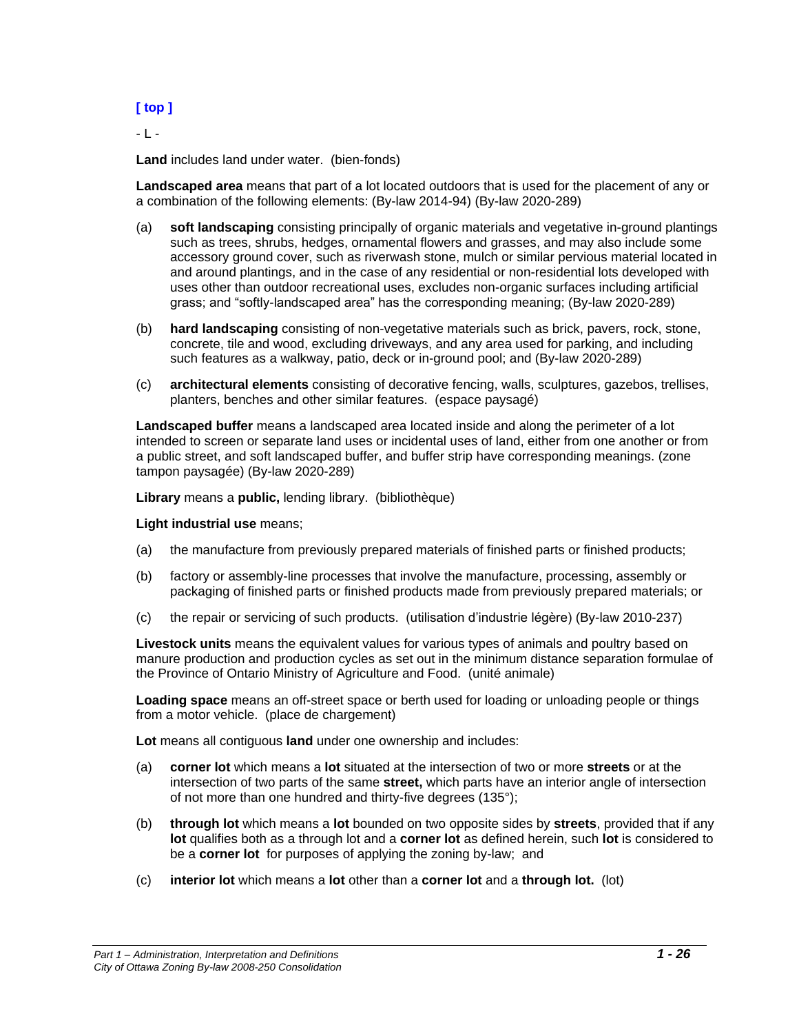**[ top ]**

- L -

**Land** includes land under water. (bien-fonds)

**Landscaped area** means that part of a lot located outdoors that is used for the placement of any or a combination of the following elements: (By-law 2014-94) (By-law 2020-289)

(a) **soft landscaping** consisting principally of organic materials and vegetative in-ground plantings such as trees, shrubs, hedges, ornamental flowers and grasses, and may also include some accessory ground cover, such as riverwash stone, mulch or similar pervious material located in and around plantings, and in the case of any residential or non-residential lots developed with uses other than outdoor recreational uses, excludes non-organic surfaces including artificial grass; and "softly-landscaped area" has the corresponding meaning; (By-law 2020-289)

(b) **hard landscaping** consisting of non-vegetative materials such as brick, pavers, rock, stone, concrete, tile and wood, excluding driveways, and any area used for parking, and including such features as a walkway, patio, deck or in-ground pool; and (By-law 2020-289)

(c) **architectural elements** consisting of decorative fencing, walls, sculptures, gazebos, trellises, planters, benches and other similar features. (espace paysagé)

**Landscaped buffer** means a landscaped area located inside and along the perimeter of a lot intended to screen or separate land uses or incidental uses of land, either from one another or from a public street, and soft landscaped buffer, and buffer strip have corresponding meanings. (zone tampon paysagée) (By-law 2020-289)

**Library** means a **public,** lending library. (bibliothèque)

**Light industrial use** means;

(a) the manufacture from previously prepared materials of finished parts or finished products;

(b) factory or assembly-line processes that involve the manufacture, processing, assembly or packaging of finished parts or finished products made from previously prepared materials; or

(c) the repair or servicing of such products. (utilisation d'industrie légère) (By-law 2010-237)

**Livestock units** means the equivalent values for various types of animals and poultry based on manure production and production cycles as set out in the minimum distance separation formulae of the Province of Ontario Ministry of Agriculture and Food. (unité animale)

**Loading space** means an off-street space or berth used for loading or unloading people or things from a motor vehicle. (place de chargement)

**Lot** means all contiguous **land** under one ownership and includes:

(a) **corner lot** which means a **lot** situated at the intersection of two or more **streets** or at the intersection of two parts of the same **street,** which parts have an interior angle of intersection of not more than one hundred and thirty-five degrees (135°);

(b) **through lot** which means a **lot** bounded on two opposite sides by **streets**, provided that if any **lot** qualifies both as a through lot and a **corner lot** as defined herein, such **lot** is considered to be a **corner lot** for purposes of applying the zoning by-law; and

(c) **interior lot** which means a **lot** other than a **corner lot** and a **through lot.** (lot)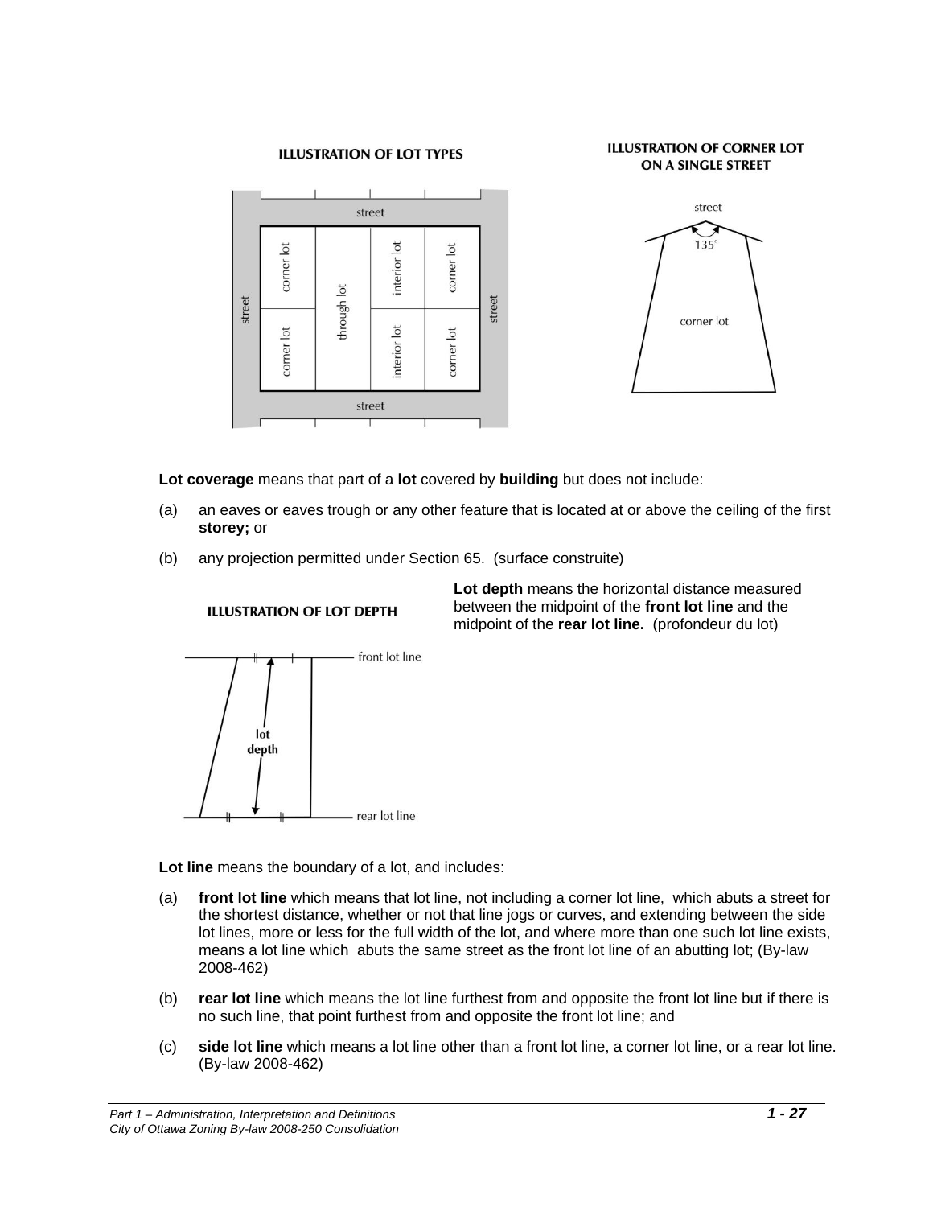**ILLUSTRATION OF LOT TYPES**

**ILLUSTRATION OF CORNER LOT ON A SINGLE STREET**

**Lot coverage** means that part of a **lot** covered by **building** but does not include:

(a) an eaves or eaves trough or any other feature that is located at or above the ceiling of the first **storey;** or

(b) any projection permitted under Section 65. (surface construite)

**ILLUSTRATION OF LOT DEPTH**

**Lot depth** means the horizontal distance measured between the midpoint of the **front lot line** and the midpoint of the **rear lot line.** (profondeur du lot)

**Lot line** means the boundary of a lot, and includes:

(a) **front lot line** which means that lot line, not including a corner lot line, which abuts a street for the shortest distance, whether or not that line jogs or curves, and extending between the side lot lines, more or less for the full width of the lot, and where more than one such lot line exists, means a lot line which abuts the same street as the front lot line of an abutting lot; (By-law 2008-462)

(b) **rear lot line** which means the lot line furthest from and opposite the front lot line but if there is no such line, that point furthest from and opposite the front lot line; and

(c) **side lot line** which means a lot line other than a front lot line, a corner lot line, or a rear lot line. (By-law 2008-462)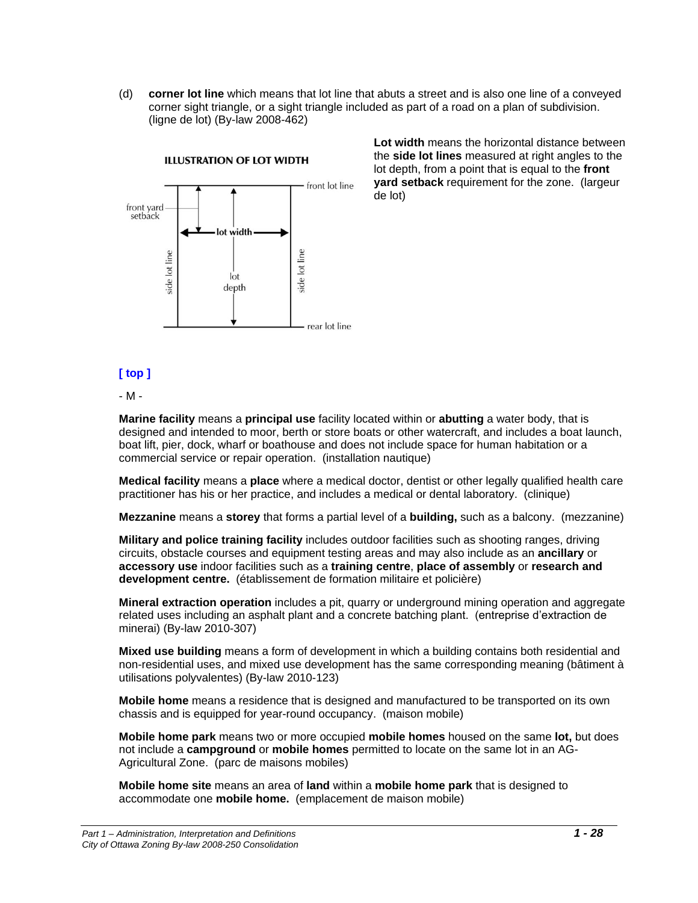(d) **corner lot line** which means that lot line that abuts a street and is also one line of a conveyed corner sight triangle, or a sight triangle included as part of a road on a plan of subdivision. (ligne de lot) (By-law 2008-462)

**ILLUSTRATION OF LOT WIDTH**

**Lot width** means the horizontal distance between the **side lot lines** measured at right angles to the lot depth, from a point that is equal to the **front yard setback** requirement for the zone. (largeur de lot)

[ top ]

- M -

**Marine facility** means a **principal use** facility located within or **abutting** a water body, that is designed and intended to moor, berth or store boats or other watercraft, and includes a boat launch, boat lift, pier, dock, wharf or boathouse and does not include space for human habitation or a commercial service or repair operation. (installation nautique)

**Medical facility** means a **place** where a medical doctor, dentist or other legally qualified health care practitioner has his or her practice, and includes a medical or dental laboratory. (clinique)

**Mezzanine** means a **storey** that forms a partial level of a **building,** such as a balcony. (mezzanine)

**Military and police training facility** includes outdoor facilities such as shooting ranges, driving circuits, obstacle courses and equipment testing areas and may also include as an **ancillary** or **accessory use** indoor facilities such as a **training centre**, **place of assembly** or **research and development centre.** (établissement de formation militaire et policière)

**Mineral extraction operation** includes a pit, quarry or underground mining operation and aggregate related uses including an asphalt plant and a concrete batching plant. (entreprise d'extraction de minerai) (By-law 2010-307)

**Mixed use building** means a form of development in which a building contains both residential and non-residential uses, and mixed use development has the same corresponding meaning (bâtiment à utilisations polyvalentes) (By-law 2010-123)

**Mobile home** means a residence that is designed and manufactured to be transported on its own chassis and is equipped for year-round occupancy. (maison mobile)

**Mobile home park** means two or more occupied **mobile homes** housed on the same **lot,** but does not include a **campground** or **mobile homes** permitted to locate on the same lot in an AG-Agricultural Zone. (parc de maisons mobiles)

**Mobile home site** means an area of **land** within a **mobile home park** that is designed to accommodate one **mobile home.** (emplacement de maison mobile)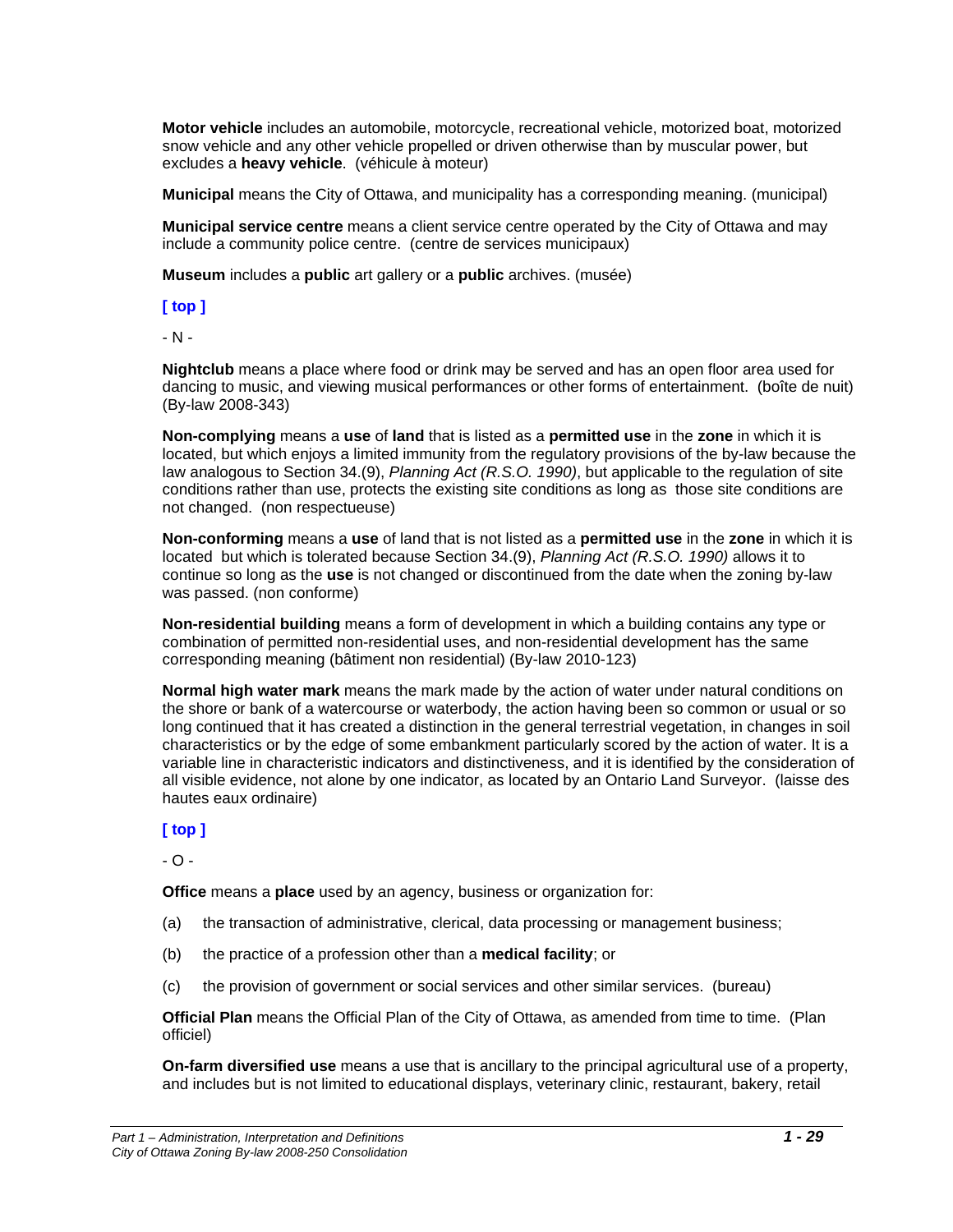**Motor vehicle** includes an automobile, motorcycle, recreational vehicle, motorized boat, motorized snow vehicle and any other vehicle propelled or driven otherwise than by muscular power, but excludes a **heavy vehicle**. (véhicule à moteur)

**Municipal** means the City of Ottawa, and municipality has a corresponding meaning. (municipal)

**Municipal service centre** means a client service centre operated by the City of Ottawa and may include a community police centre. (centre de services municipaux)

**Museum** includes a **public** art gallery or a **public** archives. (musée)

**[ top ]**

- N -

**Nightclub** means a place where food or drink may be served and has an open floor area used for dancing to music, and viewing musical performances or other forms of entertainment. (boîte de nuit) (By-law 2008-343)

**Non-complying** means a **use** of **land** that is listed as a **permitted use** in the **zone** in which it is located, but which enjoys a limited immunity from the regulatory provisions of the by-law because the law analogous to Section 34.(9), *Planning Act (R.S.O. 1990)*, but applicable to the regulation of site conditions rather than use, protects the existing site conditions as long as those site conditions are not changed. (non respectueuse)

**Non-conforming** means a **use** of land that is not listed as a **permitted use** in the **zone** in which it is located but which is tolerated because Section 34.(9), *Planning Act (R.S.O. 1990)* allows it to continue so long as the **use** is not changed or discontinued from the date when the zoning by-law was passed. (non conforme)

**Non-residential building** means a form of development in which a building contains any type or combination of permitted non-residential uses, and non-residential development has the same corresponding meaning (bâtiment non residential) (By-law 2010-123)

**Normal high water mark** means the mark made by the action of water under natural conditions on the shore or bank of a watercourse or waterbody, the action having been so common or usual or so long continued that it has created a distinction in the general terrestrial vegetation, in changes in soil characteristics or by the edge of some embankment particularly scored by the action of water. It is a variable line in characteristic indicators and distinctiveness, and it is identified by the consideration of all visible evidence, not alone by one indicator, as located by an Ontario Land Surveyor. (laisse des hautes eaux ordinaire)

**[ top ]**

- O -

**Office** means a **place** used by an agency, business or organization for:

(a) the transaction of administrative, clerical, data processing or management business;

(b) the practice of a profession other than a **medical facility**; or

(c) the provision of government or social services and other similar services. (bureau)

**Official Plan** means the Official Plan of the City of Ottawa, as amended from time to time. (Plan officiel)

**On-farm diversified use** means a use that is ancillary to the principal agricultural use of a property, and includes but is not limited to educational displays, veterinary clinic, restaurant, bakery, retail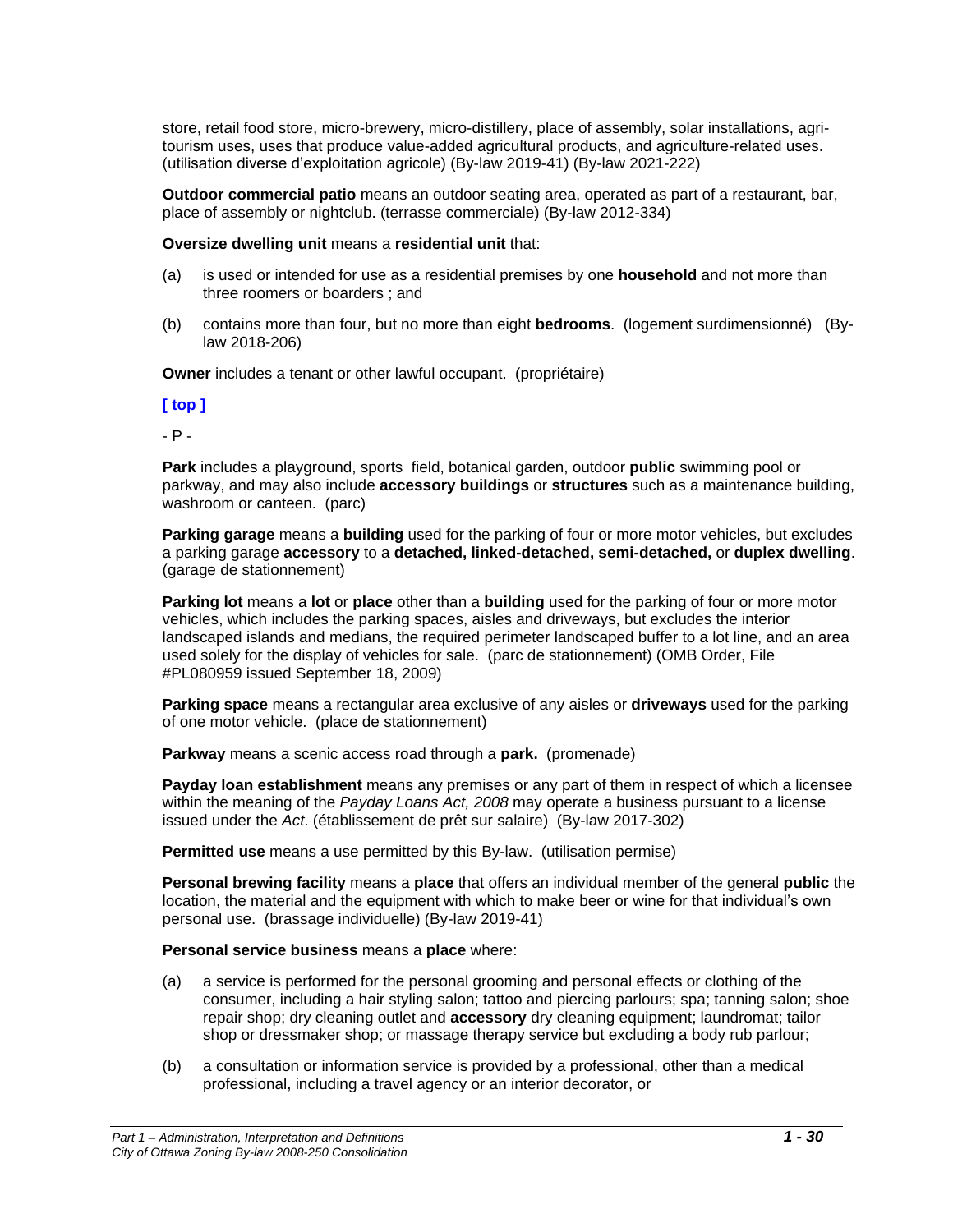store, retail food store, micro-brewery, micro-distillery, place of assembly, solar installations, agri-tourism uses, uses that produce value-added agricultural products, and agriculture-related uses. (utilisation diverse d'exploitation agricole) (By-law 2019-41) (By-law 2021-222)

**Outdoor commercial patio** means an outdoor seating area, operated as part of a restaurant, bar, place of assembly or nightclub. (terrasse commerciale) (By-law 2012-334)

**Oversize dwelling unit** means a **residential unit** that:

(a) is used or intended for use as a residential premises by one **household** and not more than three roomers or boarders ; and

(b) contains more than four, but no more than eight **bedrooms**. (logement surdimensionné) (By-law 2018-206)

**Owner** includes a tenant or other lawful occupant. (propriétaire)

**[ top ]**

- P -

**Park** includes a playground, sports field, botanical garden, outdoor **public** swimming pool or parkway, and may also include **accessory buildings** or **structures** such as a maintenance building, washroom or canteen. (parc)

**Parking garage** means a **building** used for the parking of four or more motor vehicles, but excludes a parking garage **accessory** to a **detached, linked-detached, semi-detached,** or **duplex dwelling**. (garage de stationnement)

**Parking lot** means a **lot** or **place** other than a **building** used for the parking of four or more motor vehicles, which includes the parking spaces, aisles and driveways, but excludes the interior landscaped islands and medians, the required perimeter landscaped buffer to a lot line, and an area used solely for the display of vehicles for sale. (parc de stationnement) (OMB Order, File #PL080959 issued September 18, 2009)

**Parking space** means a rectangular area exclusive of any aisles or **driveways** used for the parking of one motor vehicle. (place de stationnement)

**Parkway** means a scenic access road through a **park.** (promenade)

**Payday loan establishment** means any premises or any part of them in respect of which a licensee within the meaning of the *Payday Loans Act, 2008* may operate a business pursuant to a license issued under the *Act*. (établissement de prêt sur salaire) (By-law 2017-302)

**Permitted use** means a use permitted by this By-law. (utilisation permise)

**Personal brewing facility** means a **place** that offers an individual member of the general **public** the location, the material and the equipment with which to make beer or wine for that individual's own personal use. (brassage individuelle) (By-law 2019-41)

**Personal service business** means a **place** where:

(a) a service is performed for the personal grooming and personal effects or clothing of the consumer, including a hair styling salon; tattoo and piercing parlours; spa; tanning salon; shoe repair shop; dry cleaning outlet and **accessory** dry cleaning equipment; laundromat; tailor shop or dressmaker shop; or massage therapy service but excluding a body rub parlour;

(b) a consultation or information service is provided by a professional, other than a medical professional, including a travel agency or an interior decorator, or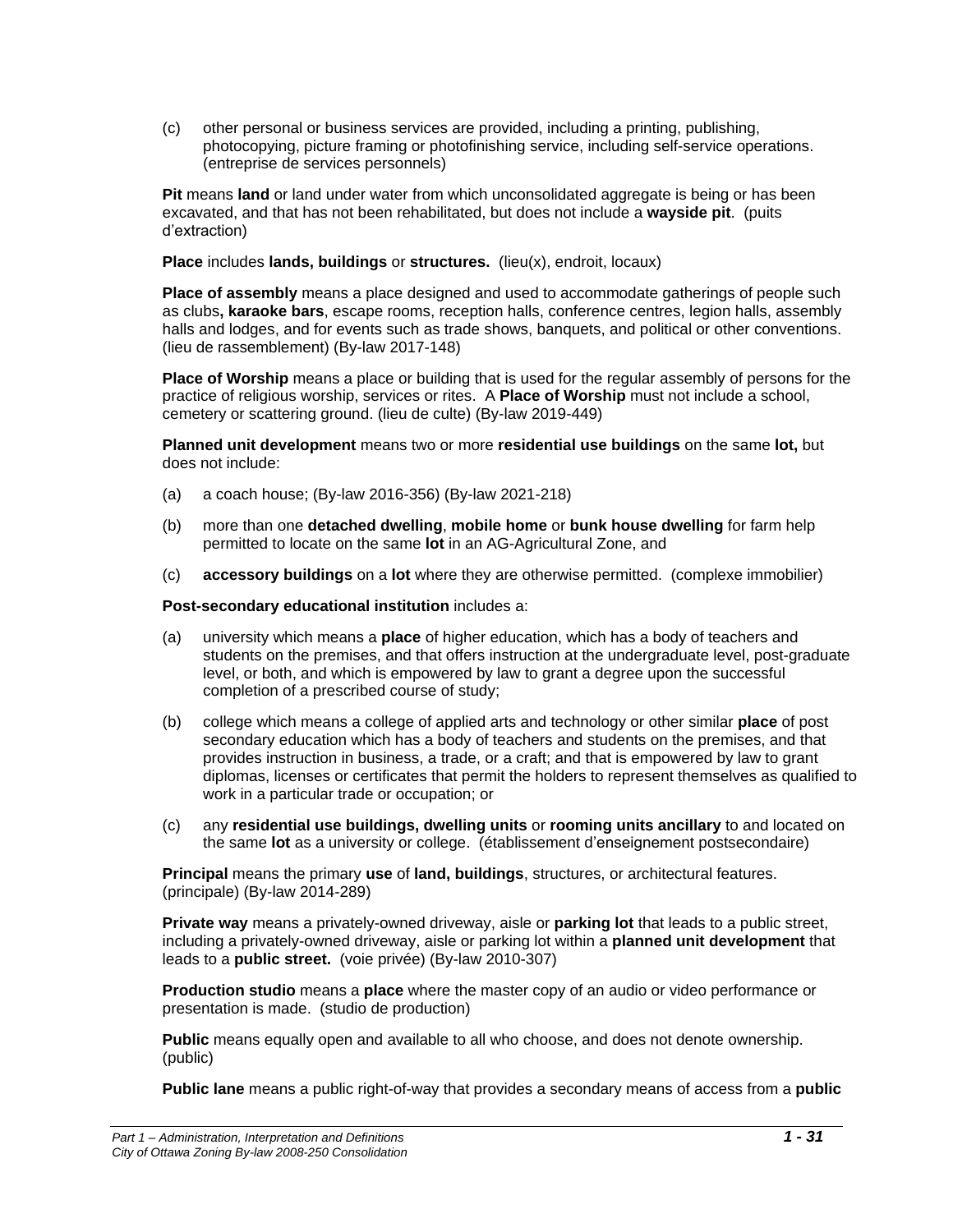(c) other personal or business services are provided, including a printing, publishing, photocopying, picture framing or photofinishing service, including self-service operations. (entreprise de services personnels)

**Pit** means **land** or land under water from which unconsolidated aggregate is being or has been excavated, and that has not been rehabilitated, but does not include a **wayside pit**. (puits d'extraction)

**Place** includes **lands, buildings** or **structures.** (lieu(x), endroit, locaux)

**Place of assembly** means a place designed and used to accommodate gatherings of people such as clubs**, karaoke bars**, escape rooms, reception halls, conference centres, legion halls, assembly halls and lodges, and for events such as trade shows, banquets, and political or other conventions. (lieu de rassemblement) (By-law 2017-148)

**Place of Worship** means a place or building that is used for the regular assembly of persons for the practice of religious worship, services or rites. A **Place of Worship** must not include a school, cemetery or scattering ground. (lieu de culte) (By-law 2019-449)

**Planned unit development** means two or more **residential use buildings** on the same **lot,** but does not include:

(a) a coach house; (By-law 2016-356) (By-law 2021-218)

(b) more than one **detached dwelling**, **mobile home** or **bunk house dwelling** for farm help permitted to locate on the same **lot** in an AG-Agricultural Zone, and

(c) **accessory buildings** on a **lot** where they are otherwise permitted. (complexe immobilier)

**Post-secondary educational institution** includes a:

(a) university which means a **place** of higher education, which has a body of teachers and students on the premises, and that offers instruction at the undergraduate level, post-graduate level, or both, and which is empowered by law to grant a degree upon the successful completion of a prescribed course of study;

(b) college which means a college of applied arts and technology or other similar **place** of post secondary education which has a body of teachers and students on the premises, and that provides instruction in business, a trade, or a craft; and that is empowered by law to grant diplomas, licenses or certificates that permit the holders to represent themselves as qualified to work in a particular trade or occupation; or

(c) any **residential use buildings, dwelling units** or **rooming units ancillary** to and located on the same **lot** as a university or college. (établissement d'enseignement postsecondaire)

**Principal** means the primary **use** of **land, buildings**, structures, or architectural features. (principale) (By-law 2014-289)

**Private way** means a privately-owned driveway, aisle or **parking lot** that leads to a public street, including a privately-owned driveway, aisle or parking lot within a **planned unit development** that leads to a **public street.** (voie privée) (By-law 2010-307)

**Production studio** means a **place** where the master copy of an audio or video performance or presentation is made. (studio de production)

**Public** means equally open and available to all who choose, and does not denote ownership. (public)

**Public lane** means a public right-of-way that provides a secondary means of access from a **public**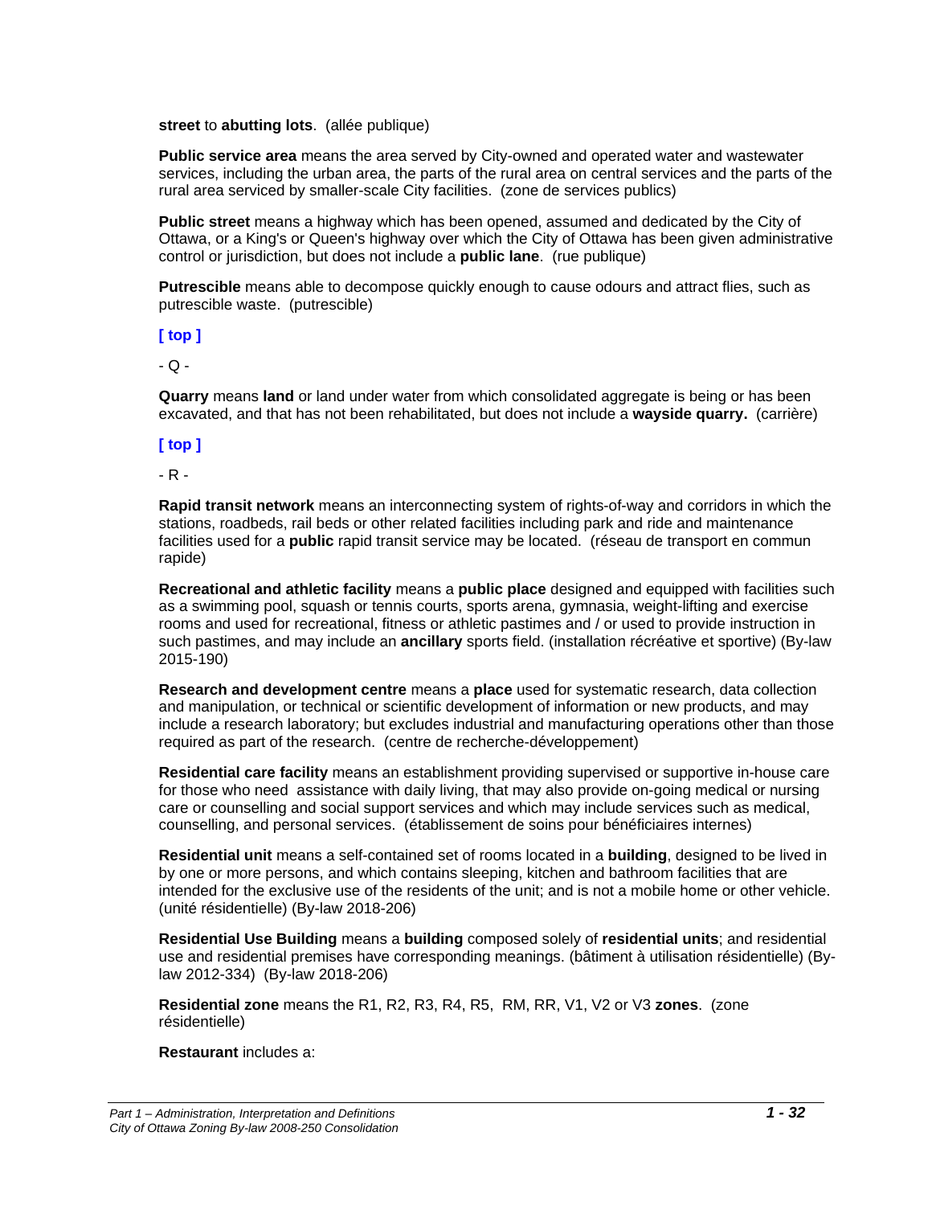**street** to **abutting lots**. (allée publique)

**Public service area** means the area served by City-owned and operated water and wastewater services, including the urban area, the parts of the rural area on central services and the parts of the rural area serviced by smaller-scale City facilities. (zone de services publics)

**Public street** means a highway which has been opened, assumed and dedicated by the City of Ottawa, or a King's or Queen's highway over which the City of Ottawa has been given administrative control or jurisdiction, but does not include a **public lane**. (rue publique)

**Putrescible** means able to decompose quickly enough to cause odours and attract flies, such as putrescible waste. (putrescible)

**[ top ]**

- Q -

**Quarry** means **land** or land under water from which consolidated aggregate is being or has been excavated, and that has not been rehabilitated, but does not include a **wayside quarry.** (carrière)

**[ top ]**

- R -

**Rapid transit network** means an interconnecting system of rights-of-way and corridors in which the stations, roadbeds, rail beds or other related facilities including park and ride and maintenance facilities used for a **public** rapid transit service may be located. (réseau de transport en commun rapide)

**Recreational and athletic facility** means a **public place** designed and equipped with facilities such as a swimming pool, squash or tennis courts, sports arena, gymnasia, weight-lifting and exercise rooms and used for recreational, fitness or athletic pastimes and / or used to provide instruction in such pastimes, and may include an **ancillary** sports field. (installation récréative et sportive) (By-law 2015-190)

**Research and development centre** means a **place** used for systematic research, data collection and manipulation, or technical or scientific development of information or new products, and may include a research laboratory; but excludes industrial and manufacturing operations other than those required as part of the research. (centre de recherche-développement)

**Residential care facility** means an establishment providing supervised or supportive in-house care for those who need assistance with daily living, that may also provide on-going medical or nursing care or counselling and social support services and which may include services such as medical, counselling, and personal services. (établissement de soins pour bénéficiaires internes)

**Residential unit** means a self-contained set of rooms located in a **building**, designed to be lived in by one or more persons, and which contains sleeping, kitchen and bathroom facilities that are intended for the exclusive use of the residents of the unit; and is not a mobile home or other vehicle. (unité résidentielle) (By-law 2018-206)

**Residential Use Building** means a **building** composed solely of **residential units**; and residential use and residential premises have corresponding meanings. (bâtiment à utilisation résidentielle) (By-law 2012-334) (By-law 2018-206)

**Residential zone** means the R1, R2, R3, R4, R5, RM, RR, V1, V2 or V3 **zones**. (zone résidentielle)

**Restaurant** includes a: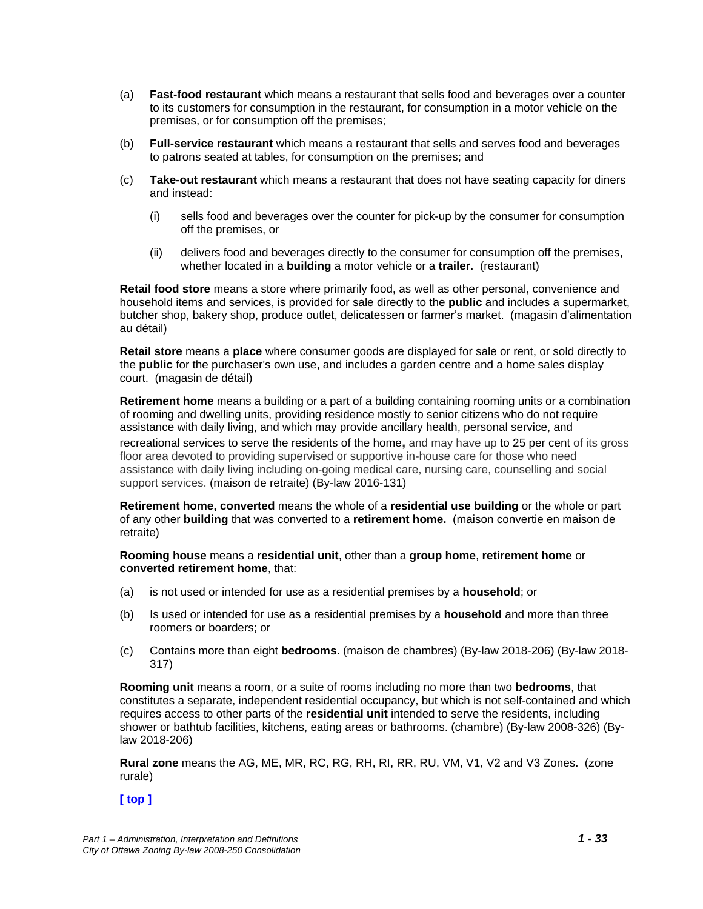(a) **Fast-food restaurant** which means a restaurant that sells food and beverages over a counter to its customers for consumption in the restaurant, for consumption in a motor vehicle on the premises, or for consumption off the premises;

(b) **Full-service restaurant** which means a restaurant that sells and serves food and beverages to patrons seated at tables, for consumption on the premises; and

(c) **Take-out restaurant** which means a restaurant that does not have seating capacity for diners and instead:

 (i) sells food and beverages over the counter for pick-up by the consumer for consumption off the premises, or

 (ii) delivers food and beverages directly to the consumer for consumption off the premises, whether located in a **building** a motor vehicle or a **trailer**. (restaurant)

**Retail food store** means a store where primarily food, as well as other personal, convenience and household items and services, is provided for sale directly to the **public** and includes a supermarket, butcher shop, bakery shop, produce outlet, delicatessen or farmer's market. (magasin d'alimentation au détail)

**Retail store** means a **place** where consumer goods are displayed for sale or rent, or sold directly to the **public** for the purchaser's own use, and includes a garden centre and a home sales display court. (magasin de détail)

**Retirement home** means a building or a part of a building containing rooming units or a combination of rooming and dwelling units, providing residence mostly to senior citizens who do not require assistance with daily living, and which may provide ancillary health, personal service, and recreational services to serve the residents of the home**,** and may have up to 25 per cent of its gross floor area devoted to providing supervised or supportive in-house care for those who need assistance with daily living including on-going medical care, nursing care, counselling and social support services. (maison de retraite) (By-law 2016-131)

**Retirement home, converted** means the whole of a **residential use building** or the whole or part of any other **building** that was converted to a **retirement home.** (maison convertie en maison de retraite)

**Rooming house** means a **residential unit**, other than a **group home**, **retirement home** or **converted retirement home**, that:

(a) is not used or intended for use as a residential premises by a **household**; or

(b) Is used or intended for use as a residential premises by a **household** and more than three roomers or boarders; or

(c) Contains more than eight **bedrooms**. (maison de chambres) (By-law 2018-206) (By-law 2018-317)

**Rooming unit** means a room, or a suite of rooms including no more than two **bedrooms**, that constitutes a separate, independent residential occupancy, but which is not self-contained and which requires access to other parts of the **residential unit** intended to serve the residents, including shower or bathtub facilities, kitchens, eating areas or bathrooms. (chambre) (By-law 2008-326) (By-law 2018-206)

**Rural zone** means the AG, ME, MR, RC, RG, RH, RI, RR, RU, VM, V1, V2 and V3 Zones. (zone rurale)

**[ top ]**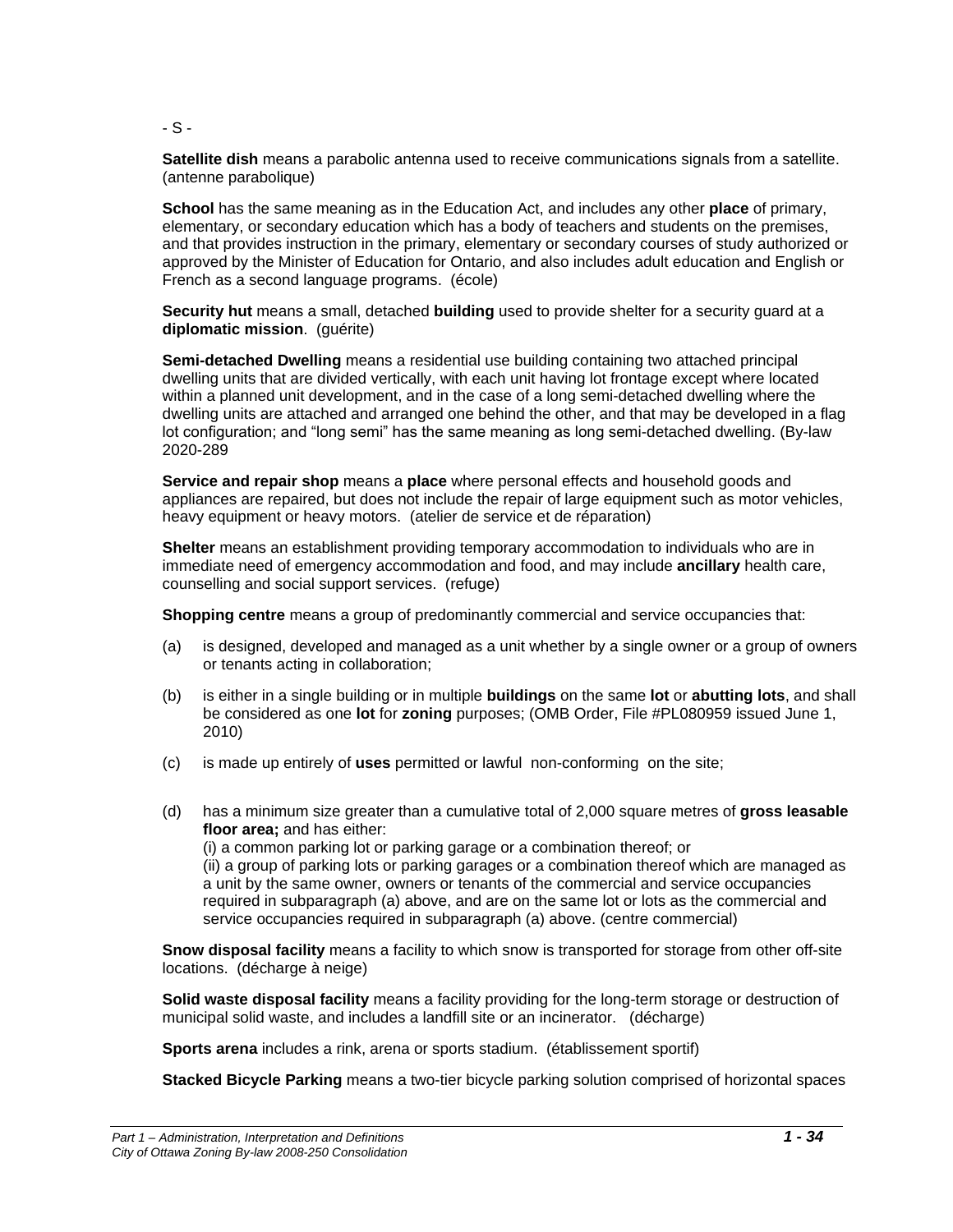- S -

**Satellite dish** means a parabolic antenna used to receive communications signals from a satellite. (antenne parabolique)

**School** has the same meaning as in the Education Act, and includes any other **place** of primary, elementary, or secondary education which has a body of teachers and students on the premises, and that provides instruction in the primary, elementary or secondary courses of study authorized or approved by the Minister of Education for Ontario, and also includes adult education and English or French as a second language programs. (école)

**Security hut** means a small, detached **building** used to provide shelter for a security guard at a **diplomatic mission**. (guérite)

**Semi-detached Dwelling** means a residential use building containing two attached principal dwelling units that are divided vertically, with each unit having lot frontage except where located within a planned unit development, and in the case of a long semi-detached dwelling where the dwelling units are attached and arranged one behind the other, and that may be developed in a flag lot configuration; and "long semi" has the same meaning as long semi-detached dwelling. (By-law 2020-289

**Service and repair shop** means a **place** where personal effects and household goods and appliances are repaired, but does not include the repair of large equipment such as motor vehicles, heavy equipment or heavy motors. (atelier de service et de réparation)

**Shelter** means an establishment providing temporary accommodation to individuals who are in immediate need of emergency accommodation and food, and may include **ancillary** health care, counselling and social support services. (refuge)

**Shopping centre** means a group of predominantly commercial and service occupancies that:

(a) is designed, developed and managed as a unit whether by a single owner or a group of owners or tenants acting in collaboration;

(b) is either in a single building or in multiple **buildings** on the same **lot** or **abutting lots**, and shall be considered as one **lot** for **zoning** purposes; (OMB Order, File #PL080959 issued June 1, 2010)

(c) is made up entirely of **uses** permitted or lawful non-conforming on the site;

(d) has a minimum size greater than a cumulative total of 2,000 square metres of **gross leasable floor area;** and has either:
(i) a common parking lot or parking garage or a combination thereof; or
(ii) a group of parking lots or parking garages or a combination thereof which are managed as a unit by the same owner, owners or tenants of the commercial and service occupancies required in subparagraph (a) above, and are on the same lot or lots as the commercial and service occupancies required in subparagraph (a) above. (centre commercial)

**Snow disposal facility** means a facility to which snow is transported for storage from other off-site locations. (décharge à neige)

**Solid waste disposal facility** means a facility providing for the long-term storage or destruction of municipal solid waste, and includes a landfill site or an incinerator. (décharge)

**Sports arena** includes a rink, arena or sports stadium. (établissement sportif)

**Stacked Bicycle Parking** means a two-tier bicycle parking solution comprised of horizontal spaces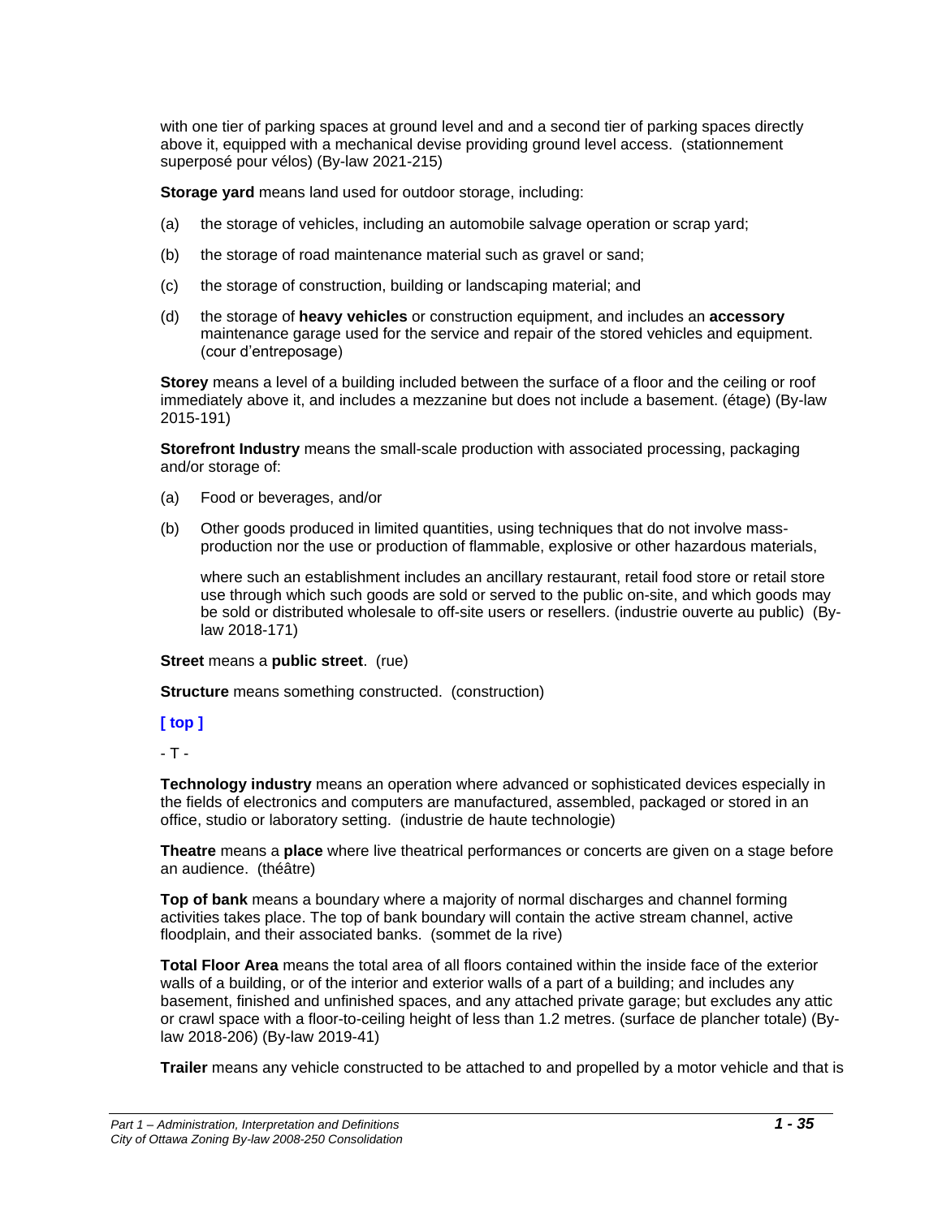with one tier of parking spaces at ground level and and a second tier of parking spaces directly above it, equipped with a mechanical devise providing ground level access. (stationnement superposé pour vélos) (By-law 2021-215)

**Storage yard** means land used for outdoor storage, including:

(a) the storage of vehicles, including an automobile salvage operation or scrap yard;

(b) the storage of road maintenance material such as gravel or sand;

(c) the storage of construction, building or landscaping material; and

(d) the storage of **heavy vehicles** or construction equipment, and includes an **accessory** maintenance garage used for the service and repair of the stored vehicles and equipment. (cour d'entreposage)

**Storey** means a level of a building included between the surface of a floor and the ceiling or roof immediately above it, and includes a mezzanine but does not include a basement. (étage) (By-law 2015-191)

**Storefront Industry** means the small-scale production with associated processing, packaging and/or storage of:

(a) Food or beverages, and/or

(b) Other goods produced in limited quantities, using techniques that do not involve mass-production nor the use or production of flammable, explosive or other hazardous materials,

where such an establishment includes an ancillary restaurant, retail food store or retail store use through which such goods are sold or served to the public on-site, and which goods may be sold or distributed wholesale to off-site users or resellers. (industrie ouverte au public) (By-law 2018-171)

**Street** means a **public street**. (rue)

**Structure** means something constructed. (construction)

**[ top ]**

- T -

**Technology industry** means an operation where advanced or sophisticated devices especially in the fields of electronics and computers are manufactured, assembled, packaged or stored in an office, studio or laboratory setting. (industrie de haute technologie)

**Theatre** means a **place** where live theatrical performances or concerts are given on a stage before an audience. (théâtre)

**Top of bank** means a boundary where a majority of normal discharges and channel forming activities takes place. The top of bank boundary will contain the active stream channel, active floodplain, and their associated banks. (sommet de la rive)

**Total Floor Area** means the total area of all floors contained within the inside face of the exterior walls of a building, or of the interior and exterior walls of a part of a building; and includes any basement, finished and unfinished spaces, and any attached private garage; but excludes any attic or crawl space with a floor-to-ceiling height of less than 1.2 metres. (surface de plancher totale) (By-law 2018-206) (By-law 2019-41)

**Trailer** means any vehicle constructed to be attached to and propelled by a motor vehicle and that is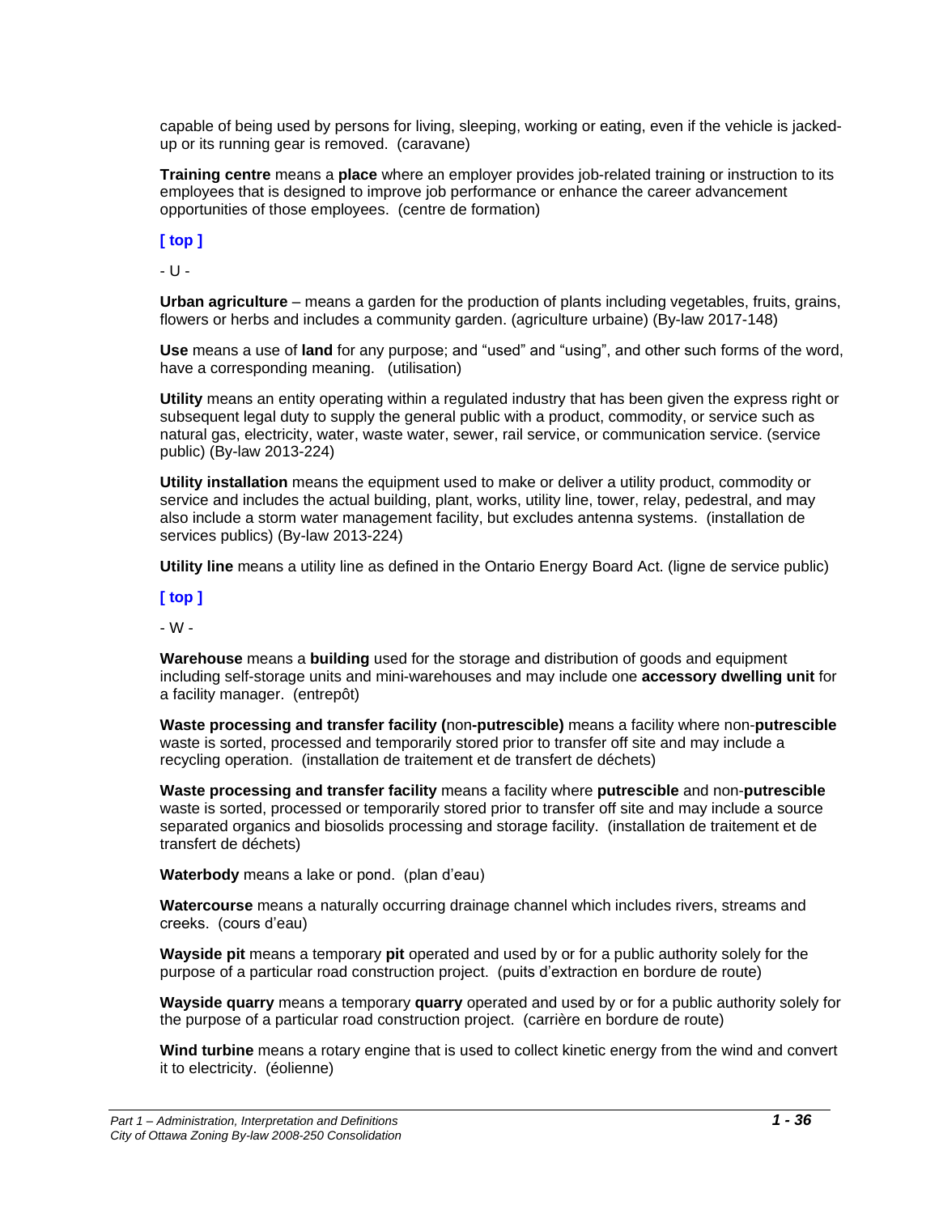capable of being used by persons for living, sleeping, working or eating, even if the vehicle is jacked-up or its running gear is removed. (caravane)

**Training centre** means a **place** where an employer provides job-related training or instruction to its employees that is designed to improve job performance or enhance the career advancement opportunities of those employees. (centre de formation)

**[ top ]**

- U -

**Urban agriculture** – means a garden for the production of plants including vegetables, fruits, grains, flowers or herbs and includes a community garden. (agriculture urbaine) (By-law 2017-148)

**Use** means a use of **land** for any purpose; and "used" and "using", and other such forms of the word, have a corresponding meaning. (utilisation)

**Utility** means an entity operating within a regulated industry that has been given the express right or subsequent legal duty to supply the general public with a product, commodity, or service such as natural gas, electricity, water, waste water, sewer, rail service, or communication service. (service public) (By-law 2013-224)

**Utility installation** means the equipment used to make or deliver a utility product, commodity or service and includes the actual building, plant, works, utility line, tower, relay, pedestral, and may also include a storm water management facility, but excludes antenna systems. (installation de services publics) (By-law 2013-224)

**Utility line** means a utility line as defined in the Ontario Energy Board Act. (ligne de service public)

**[ top ]**

- W -

**Warehouse** means a **building** used for the storage and distribution of goods and equipment including self-storage units and mini-warehouses and may include one **accessory dwelling unit** for a facility manager. (entrepôt)

**Waste processing and transfer facility (**non**-putrescible)** means a facility where non-**putrescible** waste is sorted, processed and temporarily stored prior to transfer off site and may include a recycling operation. (installation de traitement et de transfert de déchets)

**Waste processing and transfer facility** means a facility where **putrescible** and non-**putrescible** waste is sorted, processed or temporarily stored prior to transfer off site and may include a source separated organics and biosolids processing and storage facility. (installation de traitement et de transfert de déchets)

**Waterbody** means a lake or pond. (plan d'eau)

**Watercourse** means a naturally occurring drainage channel which includes rivers, streams and creeks. (cours d'eau)

**Wayside pit** means a temporary **pit** operated and used by or for a public authority solely for the purpose of a particular road construction project. (puits d'extraction en bordure de route)

**Wayside quarry** means a temporary **quarry** operated and used by or for a public authority solely for the purpose of a particular road construction project. (carrière en bordure de route)

**Wind turbine** means a rotary engine that is used to collect kinetic energy from the wind and convert it to electricity. (éolienne)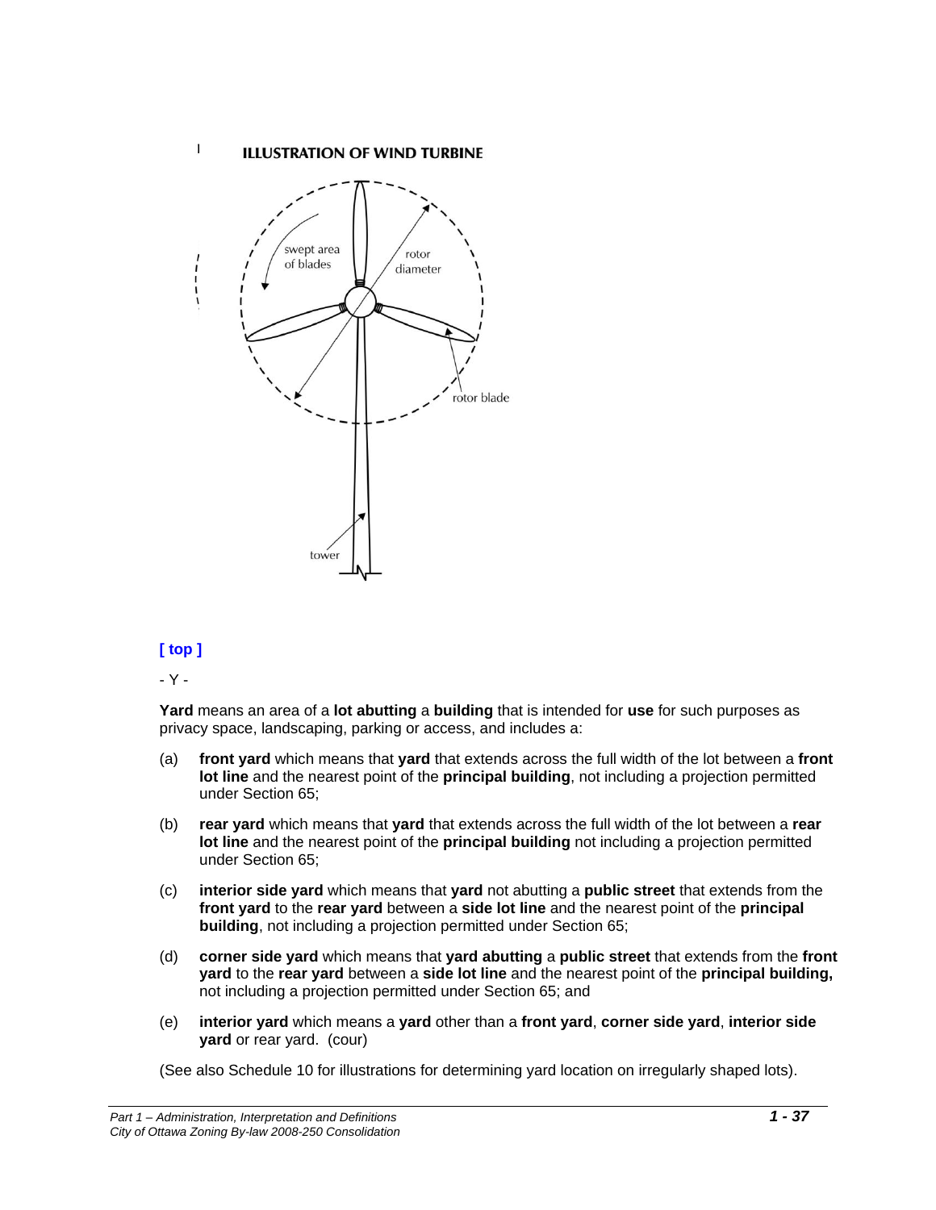ILLUSTRATION OF WIND TURBINE

swept area of blades

rotor diameter

rotor blade

tower

[ top ]

- Y -

**Yard** means an area of a **lot abutting** a **building** that is intended for **use** for such purposes as privacy space, landscaping, parking or access, and includes a:

(a) **front yard** which means that **yard** that extends across the full width of the lot between a **front lot line** and the nearest point of the **principal building**, not including a projection permitted under Section 65;

(b) **rear yard** which means that **yard** that extends across the full width of the lot between a **rear lot line** and the nearest point of the **principal building** not including a projection permitted under Section 65;

(c) **interior side yard** which means that **yard** not abutting a **public street** that extends from the **front yard** to the **rear yard** between a **side lot line** and the nearest point of the **principal building**, not including a projection permitted under Section 65;

(d) **corner side yard** which means that **yard abutting** a **public street** that extends from the **front yard** to the **rear yard** between a **side lot line** and the nearest point of the **principal building,** not including a projection permitted under Section 65; and

(e) **interior yard** which means a **yard** other than a **front yard**, **corner side yard**, **interior side yard** or rear yard. (cour)

(See also Schedule 10 for illustrations for determining yard location on irregularly shaped lots).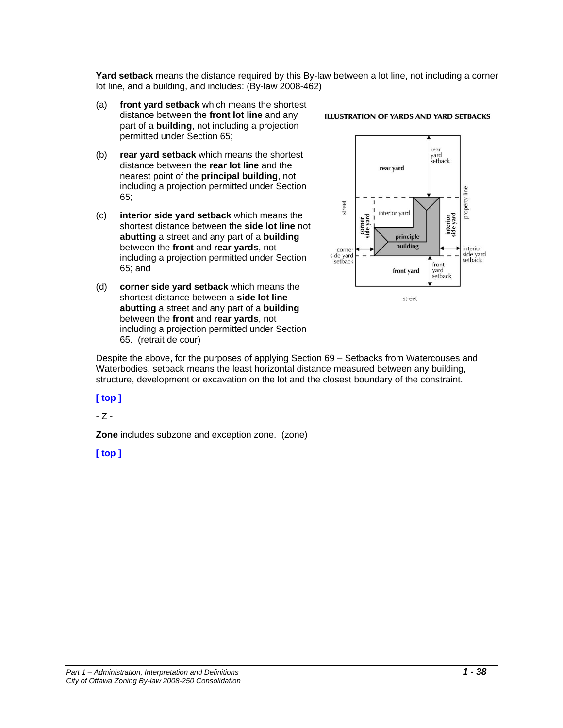**Yard setback** means the distance required by this By-law between a lot line, not including a corner lot line, and a building, and includes: (By-law 2008-462)

(a) **front yard setback** which means the shortest distance between the **front lot line** and any part of a **building**, not including a projection permitted under Section 65;

(b) **rear yard setback** which means the shortest distance between the **rear lot line** and the nearest point of the **principal building**, not including a projection permitted under Section 65;

(c) **interior side yard setback** which means the shortest distance between the **side lot line** not **abutting** a street and any part of a **building** between the **front** and **rear yards**, not including a projection permitted under Section 65; and

(d) **corner side yard setback** which means the shortest distance between a **side lot line abutting** a street and any part of a **building** between the **front** and **rear yards**, not including a projection permitted under Section 65. (retrait de cour)

ILLUSTRATION OF YARDS AND YARD SETBACKS

rear yard setback
rear yard
street
interior yard
corner side yard
principle building
interior side yard
property line
corner side yard setback
interior side yard setback
front yard
front yard setback
street

Despite the above, for the purposes of applying Section 69 – Setbacks from Watercouses and Waterbodies, setback means the least horizontal distance measured between any building, structure, development or excavation on the lot and the closest boundary of the constraint.

[ top ]

- Z -

**Zone** includes subzone and exception zone. (zone)

[ top ]